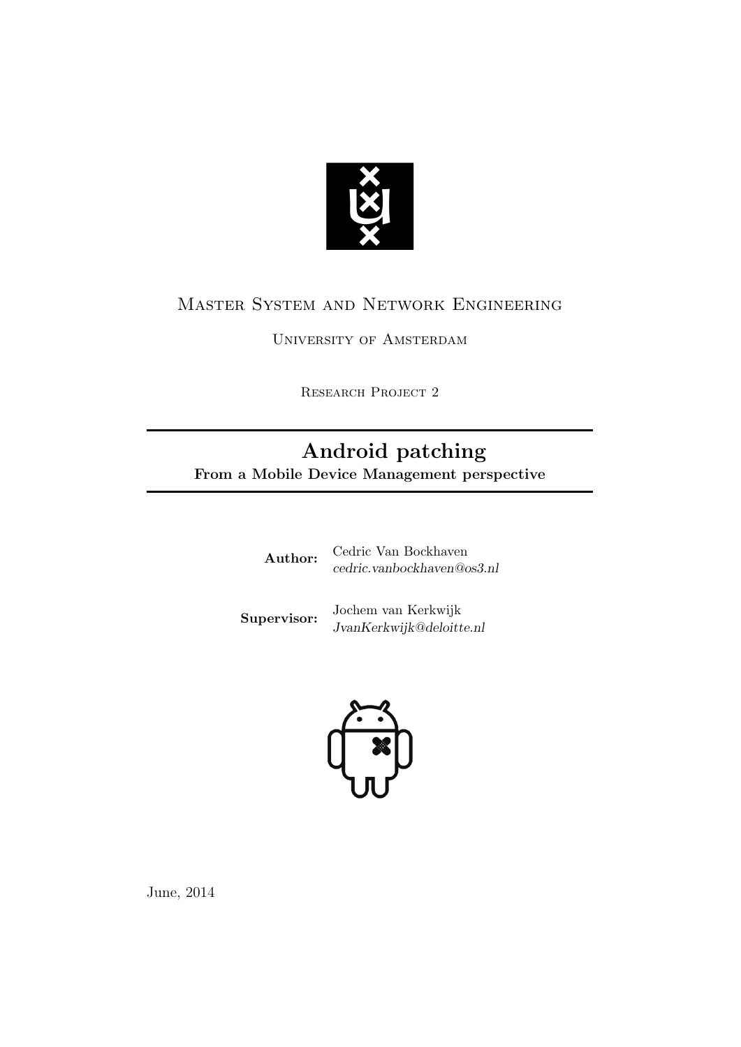Master System and Network Engineering

University of Amsterdam

Research Project 2

# Android patching

**From a Mobile Device Management perspective**

**Author:** Cedric Van Bockhaven
*cedric.vanbockhaven@os3.nl*

**Supervisor:** Jochem van Kerkwijk
*JvanKerkwijk@deloitte.nl*

June, 2014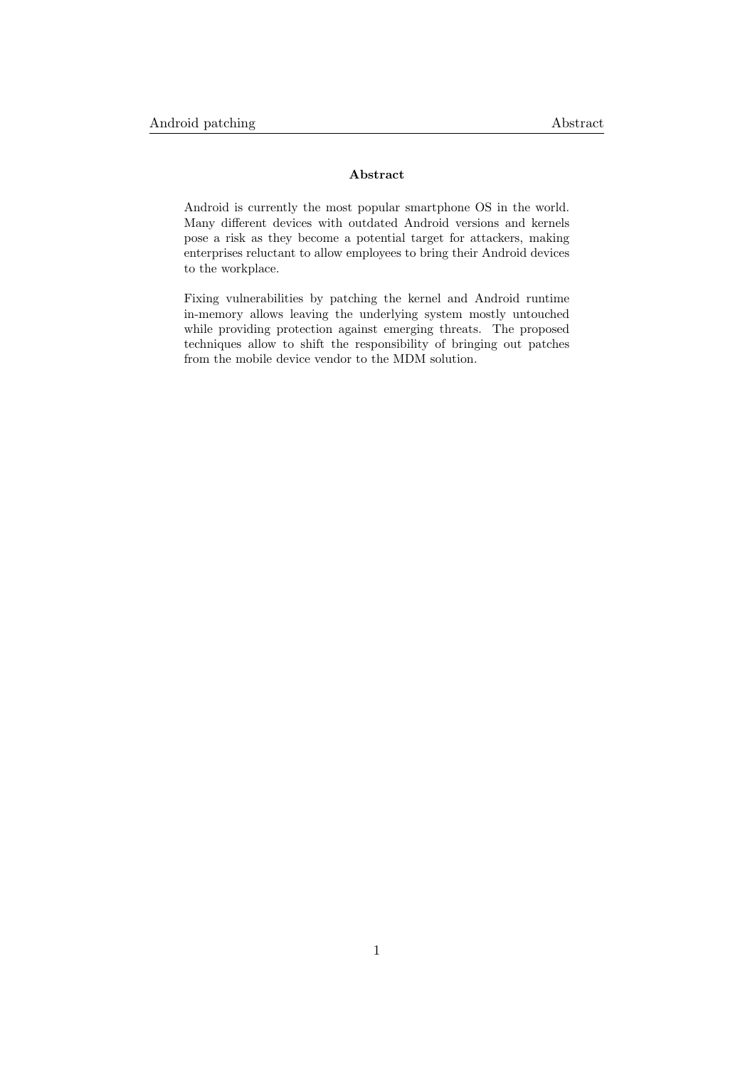## Abstract

Android is currently the most popular smartphone OS in the world. Many different devices with outdated Android versions and kernels pose a risk as they become a potential target for attackers, making enterprises reluctant to allow employees to bring their Android devices to the workplace.

Fixing vulnerabilities by patching the kernel and Android runtime in-memory allows leaving the underlying system mostly untouched while providing protection against emerging threats. The proposed techniques allow to shift the responsibility of bringing out patches from the mobile device vendor to the MDM solution.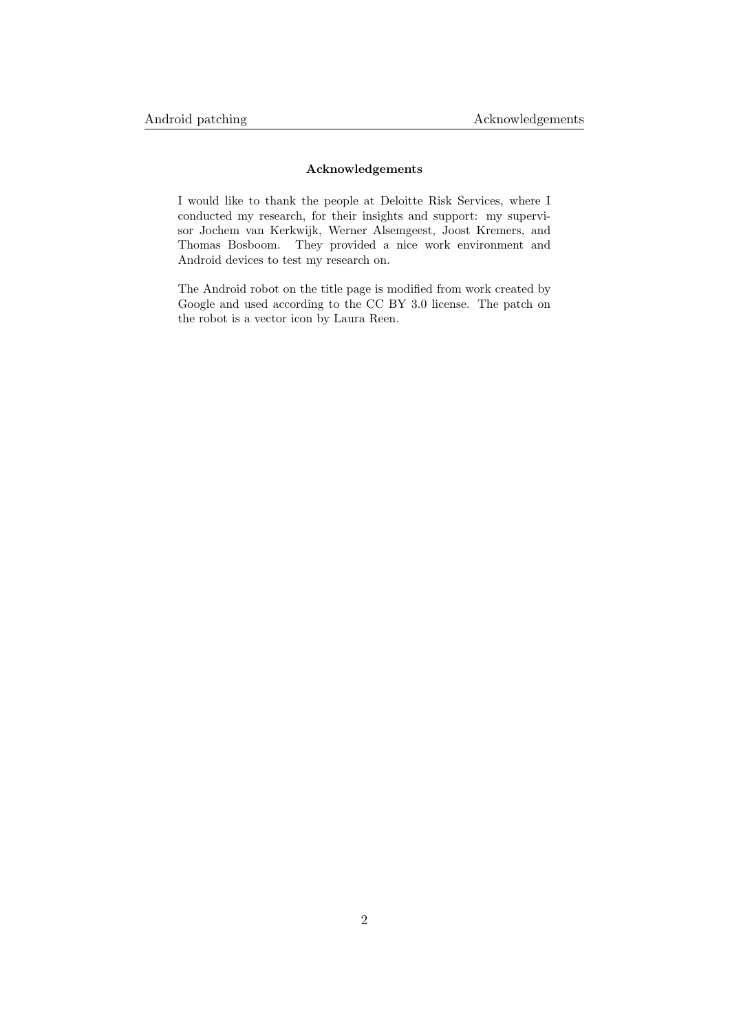## Acknowledgements

I would like to thank the people at Deloitte Risk Services, where I conducted my research, for their insights and support: my supervisor Jochem van Kerkwijk, Werner Alsemgeest, Joost Kremers, and Thomas Bosboom. They provided a nice work environment and Android devices to test my research on.

The Android robot on the title page is modified from work created by Google and used according to the CC BY 3.0 license. The patch on the robot is a vector icon by Laura Reen.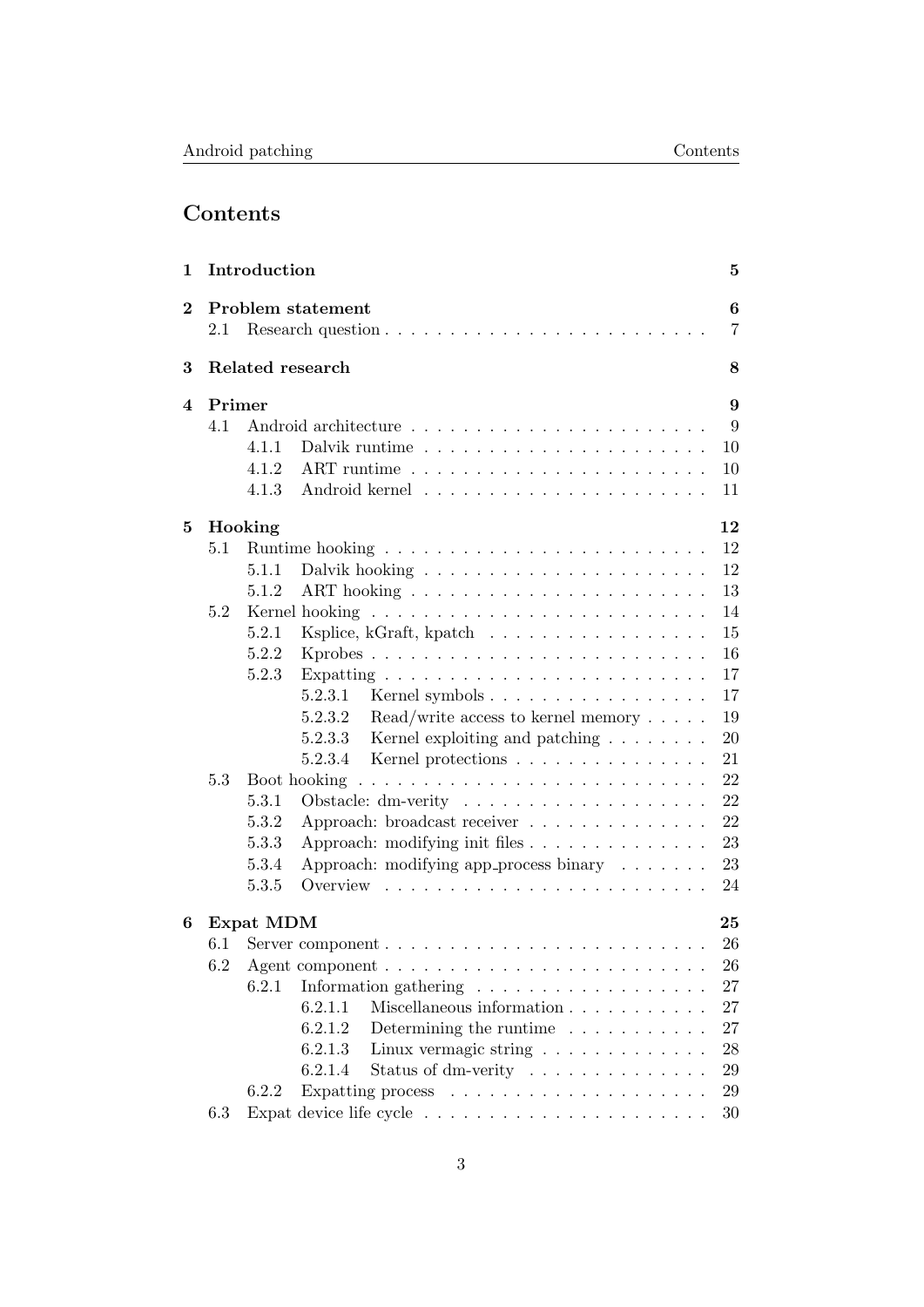# Contents

| | | |
|---|---|---|
| **1** | **Introduction** | **5** |
| **2** | **Problem statement** | **6** |
| 2.1 | Research question | 7 |
| **3** | **Related research** | **8** |
| **4** | **Primer** | **9** |
| 4.1 | Android architecture | 9 |
| 4.1.1 | Dalvik runtime | 10 |
| 4.1.2 | ART runtime | 10 |
| 4.1.3 | Android kernel | 11 |
| **5** | **Hooking** | **12** |
| 5.1 | Runtime hooking | 12 |
| 5.1.1 | Dalvik hooking | 12 |
| 5.1.2 | ART hooking | 13 |
| 5.2 | Kernel hooking | 14 |
| 5.2.1 | Ksplice, kGraft, kpatch | 15 |
| 5.2.2 | Kprobes | 16 |
| 5.2.3 | Expatting | 17 |
| 5.2.3.1 | Kernel symbols | 17 |
| 5.2.3.2 | Read/write access to kernel memory | 19 |
| 5.2.3.3 | Kernel exploiting and patching | 20 |
| 5.2.3.4 | Kernel protections | 21 |
| 5.3 | Boot hooking | 22 |
| 5.3.1 | Obstacle: dm-verity | 22 |
| 5.3.2 | Approach: broadcast receiver | 22 |
| 5.3.3 | Approach: modifying init files | 23 |
| 5.3.4 | Approach: modifying app_process binary | 23 |
| 5.3.5 | Overview | 24 |
| **6** | **Expat MDM** | **25** |
| 6.1 | Server component | 26 |
| 6.2 | Agent component | 26 |
| 6.2.1 | Information gathering | 27 |
| 6.2.1.1 | Miscellaneous information | 27 |
| 6.2.1.2 | Determining the runtime | 27 |
| 6.2.1.3 | Linux vermagic string | 28 |
| 6.2.1.4 | Status of dm-verity | 29 |
| 6.2.2 | Expatting process | 29 |
| 6.3 | Expat device life cycle | 30 |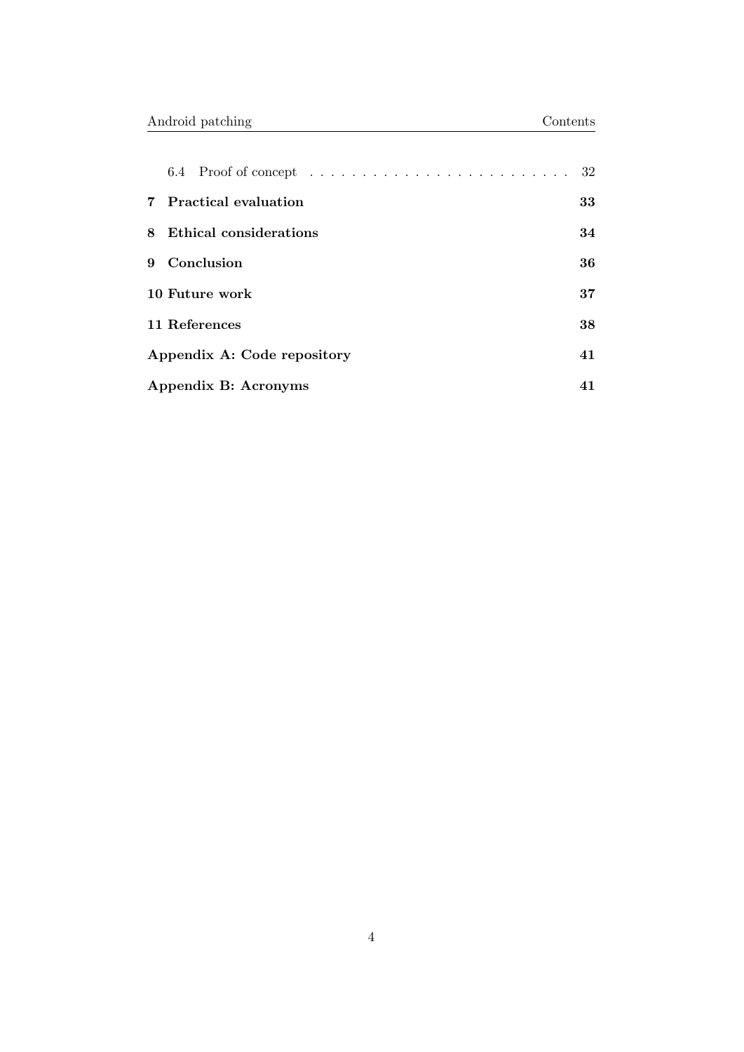6.4 Proof of concept . . . . . . . . . . . . . . . . . . . . . . . . . 32

**7 Practical evaluation** **33**

**8 Ethical considerations** **34**

**9 Conclusion** **36**

**10 Future work** **37**

**11 References** **38**

**Appendix A: Code repository** **41**

**Appendix B: Acronyms** **41**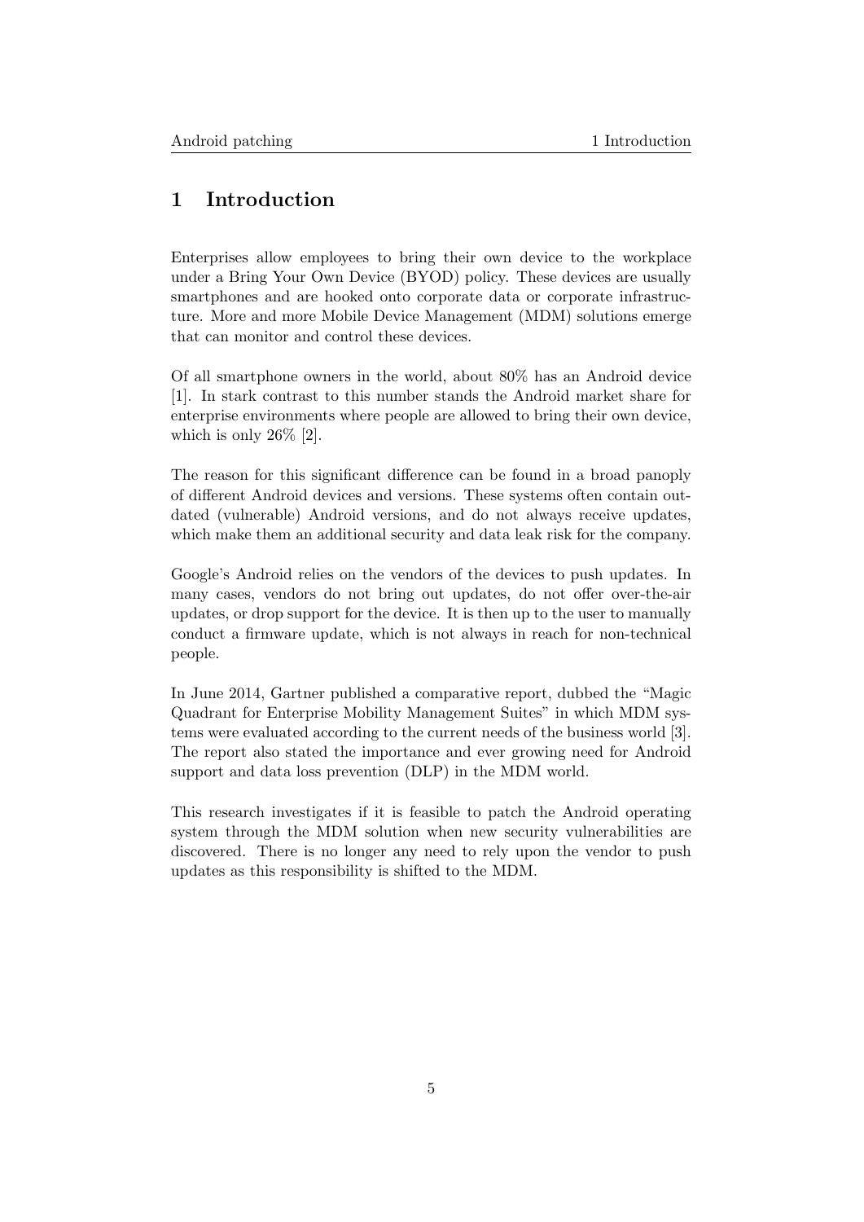# 1 Introduction

Enterprises allow employees to bring their own device to the workplace under a Bring Your Own Device (BYOD) policy. These devices are usually smartphones and are hooked onto corporate data or corporate infrastructure. More and more Mobile Device Management (MDM) solutions emerge that can monitor and control these devices.

Of all smartphone owners in the world, about 80% has an Android device [1]. In stark contrast to this number stands the Android market share for enterprise environments where people are allowed to bring their own device, which is only 26% [2].

The reason for this significant difference can be found in a broad panoply of different Android devices and versions. These systems often contain outdated (vulnerable) Android versions, and do not always receive updates, which make them an additional security and data leak risk for the company.

Google's Android relies on the vendors of the devices to push updates. In many cases, vendors do not bring out updates, do not offer over-the-air updates, or drop support for the device. It is then up to the user to manually conduct a firmware update, which is not always in reach for non-technical people.

In June 2014, Gartner published a comparative report, dubbed the "Magic Quadrant for Enterprise Mobility Management Suites" in which MDM systems were evaluated according to the current needs of the business world [3]. The report also stated the importance and ever growing need for Android support and data loss prevention (DLP) in the MDM world.

This research investigates if it is feasible to patch the Android operating system through the MDM solution when new security vulnerabilities are discovered. There is no longer any need to rely upon the vendor to push updates as this responsibility is shifted to the MDM.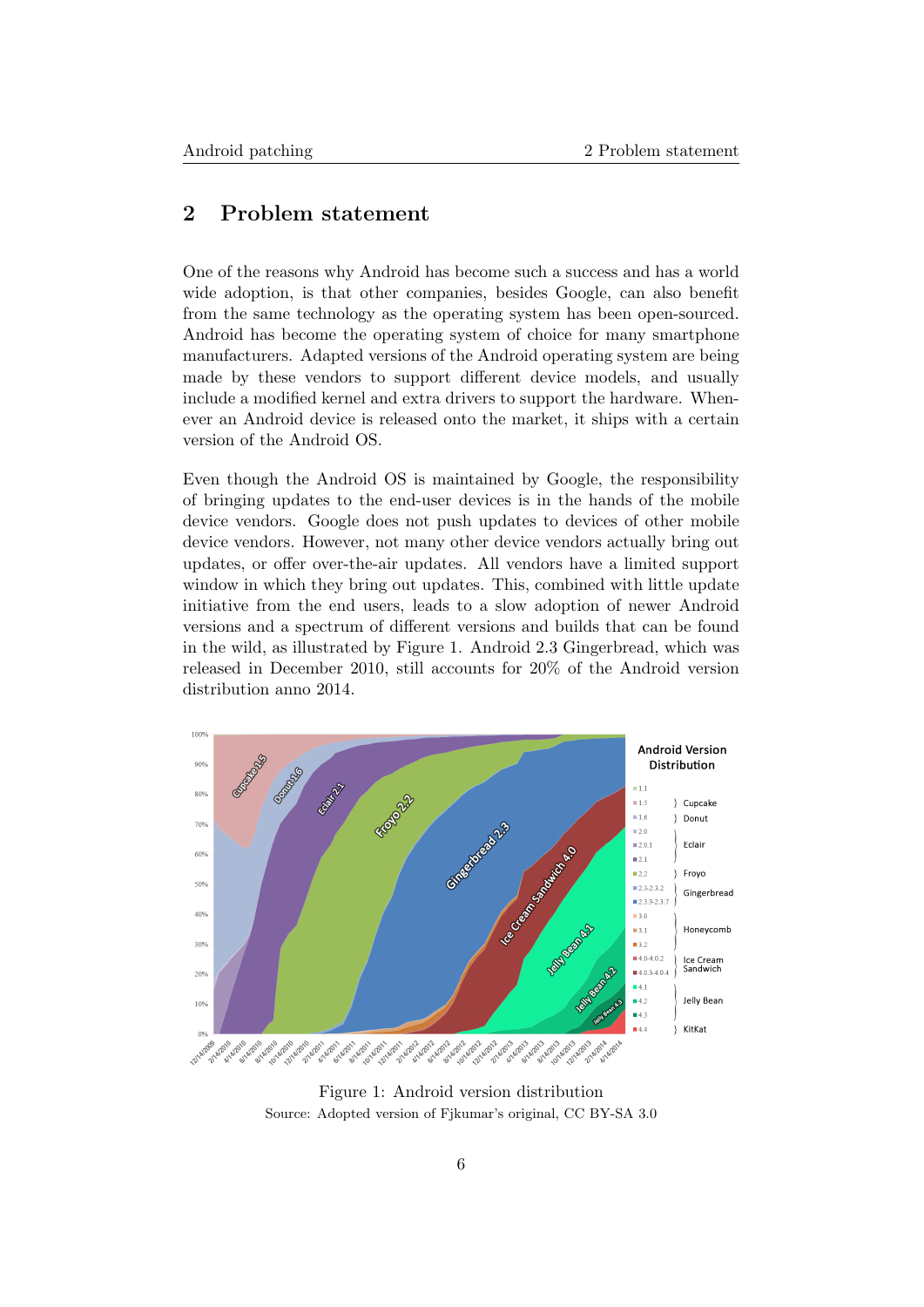## 2 Problem statement

One of the reasons why Android has become such a success and has a world wide adoption, is that other companies, besides Google, can also benefit from the same technology as the operating system has been open-sourced. Android has become the operating system of choice for many smartphone manufacturers. Adapted versions of the Android operating system are being made by these vendors to support different device models, and usually include a modified kernel and extra drivers to support the hardware. Whenever an Android device is released onto the market, it ships with a certain version of the Android OS.

Even though the Android OS is maintained by Google, the responsibility of bringing updates to the end-user devices is in the hands of the mobile device vendors. Google does not push updates to devices of other mobile device vendors. However, not many other device vendors actually bring out updates, or offer over-the-air updates. All vendors have a limited support window in which they bring out updates. This, combined with little update initiative from the end users, leads to a slow adoption of newer Android versions and a spectrum of different versions and builds that can be found in the wild, as illustrated by Figure 1. Android 2.3 Gingerbread, which was released in December 2010, still accounts for 20% of the Android version distribution anno 2014.

Figure 1: Android version distribution
Source: Adopted version of Fjkumar's original, CC BY-SA 3.0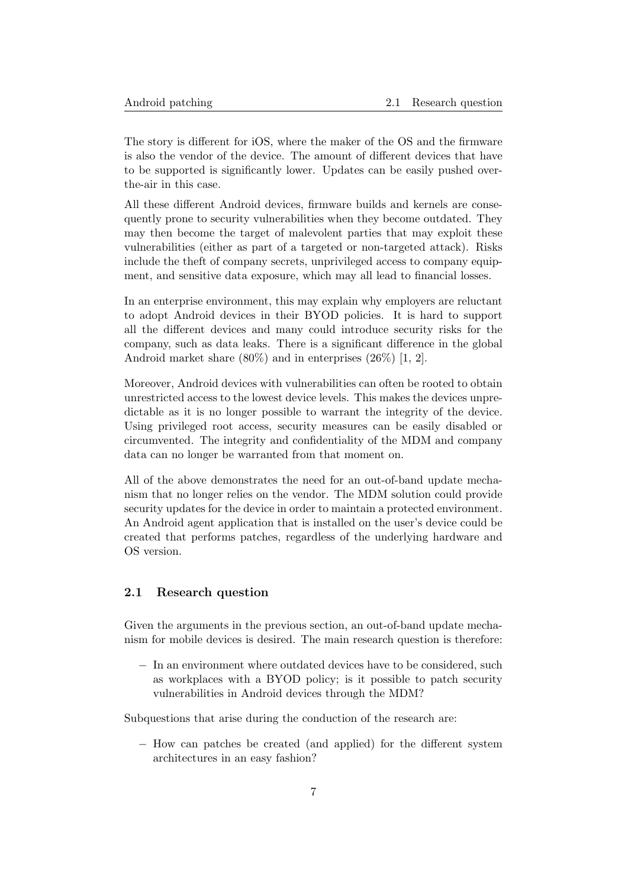The story is different for iOS, where the maker of the OS and the firmware is also the vendor of the device. The amount of different devices that have to be supported is significantly lower. Updates can be easily pushed over-the-air in this case.

All these different Android devices, firmware builds and kernels are consequently prone to security vulnerabilities when they become outdated. They may then become the target of malevolent parties that may exploit these vulnerabilities (either as part of a targeted or non-targeted attack). Risks include the theft of company secrets, unprivileged access to company equipment, and sensitive data exposure, which may all lead to financial losses.

In an enterprise environment, this may explain why employers are reluctant to adopt Android devices in their BYOD policies. It is hard to support all the different devices and many could introduce security risks for the company, such as data leaks. There is a significant difference in the global Android market share (80%) and in enterprises (26%) [1, 2].

Moreover, Android devices with vulnerabilities can often be rooted to obtain unrestricted access to the lowest device levels. This makes the devices unpredictable as it is no longer possible to warrant the integrity of the device. Using privileged root access, security measures can be easily disabled or circumvented. The integrity and confidentiality of the MDM and company data can no longer be warranted from that moment on.

All of the above demonstrates the need for an out-of-band update mechanism that no longer relies on the vendor. The MDM solution could provide security updates for the device in order to maintain a protected environment. An Android agent application that is installed on the user's device could be created that performs patches, regardless of the underlying hardware and OS version.

## 2.1 Research question

Given the arguments in the previous section, an out-of-band update mechanism for mobile devices is desired. The main research question is therefore:

- In an environment where outdated devices have to be considered, such as workplaces with a BYOD policy; is it possible to patch security vulnerabilities in Android devices through the MDM?

Subquestions that arise during the conduction of the research are:

- How can patches be created (and applied) for the different system architectures in an easy fashion?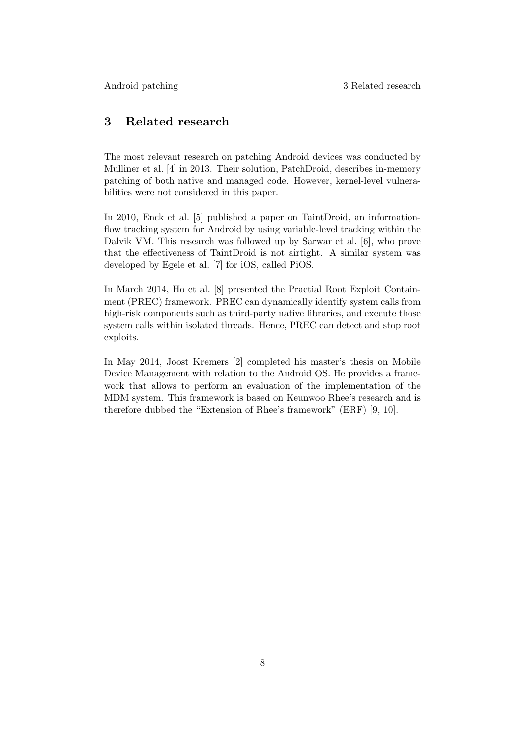# 3 Related research

The most relevant research on patching Android devices was conducted by Mulliner et al. [4] in 2013. Their solution, PatchDroid, describes in-memory patching of both native and managed code. However, kernel-level vulnerabilities were not considered in this paper.

In 2010, Enck et al. [5] published a paper on TaintDroid, an information-flow tracking system for Android by using variable-level tracking within the Dalvik VM. This research was followed up by Sarwar et al. [6], who prove that the effectiveness of TaintDroid is not airtight. A similar system was developed by Egele et al. [7] for iOS, called PiOS.

In March 2014, Ho et al. [8] presented the Practial Root Exploit Containment (PREC) framework. PREC can dynamically identify system calls from high-risk components such as third-party native libraries, and execute those system calls within isolated threads. Hence, PREC can detect and stop root exploits.

In May 2014, Joost Kremers [2] completed his master's thesis on Mobile Device Management with relation to the Android OS. He provides a framework that allows to perform an evaluation of the implementation of the MDM system. This framework is based on Keunwoo Rhee's research and is therefore dubbed the "Extension of Rhee's framework" (ERF) [9, 10].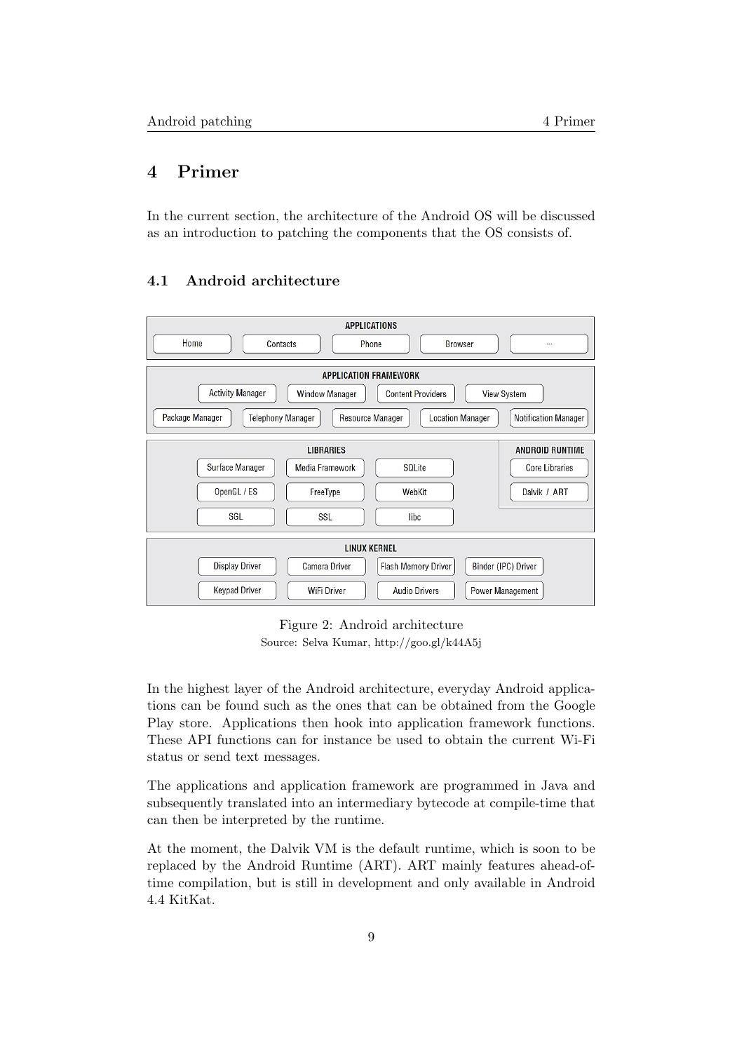# 4 Primer

In the current section, the architecture of the Android OS will be discussed as an introduction to patching the components that the OS consists of.

## 4.1 Android architecture

Figure 2: Android architecture
Source: Selva Kumar, http://goo.gl/k44A5j

In the highest layer of the Android architecture, everyday Android applications can be found such as the ones that can be obtained from the Google Play store. Applications then hook into application framework functions. These API functions can for instance be used to obtain the current Wi-Fi status or send text messages.

The applications and application framework are programmed in Java and subsequently translated into an intermediary bytecode at compile-time that can then be interpreted by the runtime.

At the moment, the Dalvik VM is the default runtime, which is soon to be replaced by the Android Runtime (ART). ART mainly features ahead-of-time compilation, but is still in development and only available in Android 4.4 KitKat.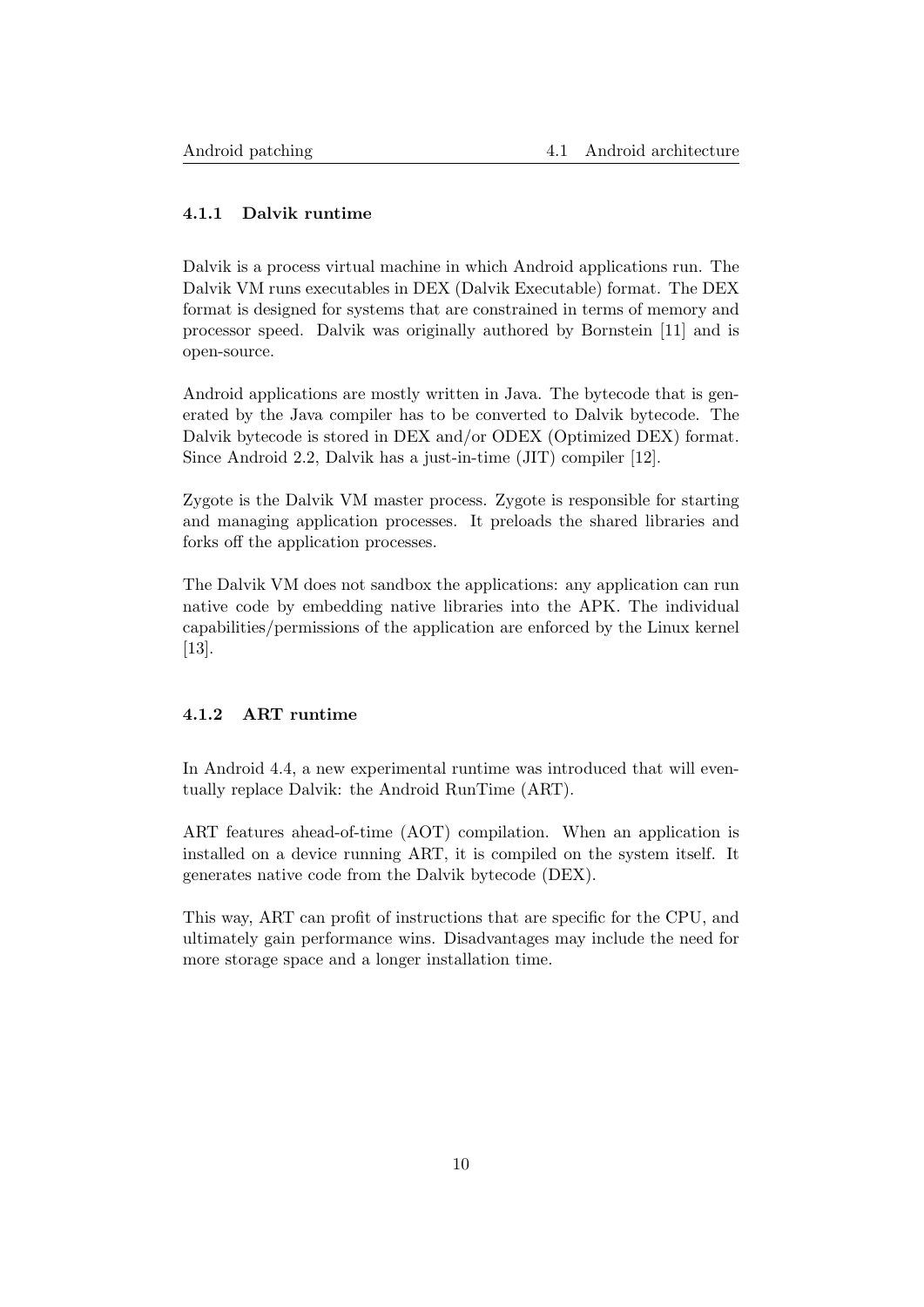### 4.1.1 Dalvik runtime

Dalvik is a process virtual machine in which Android applications run. The Dalvik VM runs executables in DEX (Dalvik Executable) format. The DEX format is designed for systems that are constrained in terms of memory and processor speed. Dalvik was originally authored by Bornstein [11] and is open-source.

Android applications are mostly written in Java. The bytecode that is generated by the Java compiler has to be converted to Dalvik bytecode. The Dalvik bytecode is stored in DEX and/or ODEX (Optimized DEX) format. Since Android 2.2, Dalvik has a just-in-time (JIT) compiler [12].

Zygote is the Dalvik VM master process. Zygote is responsible for starting and managing application processes. It preloads the shared libraries and forks off the application processes.

The Dalvik VM does not sandbox the applications: any application can run native code by embedding native libraries into the APK. The individual capabilities/permissions of the application are enforced by the Linux kernel [13].

### 4.1.2 ART runtime

In Android 4.4, a new experimental runtime was introduced that will eventually replace Dalvik: the Android RunTime (ART).

ART features ahead-of-time (AOT) compilation. When an application is installed on a device running ART, it is compiled on the system itself. It generates native code from the Dalvik bytecode (DEX).

This way, ART can profit of instructions that are specific for the CPU, and ultimately gain performance wins. Disadvantages may include the need for more storage space and a longer installation time.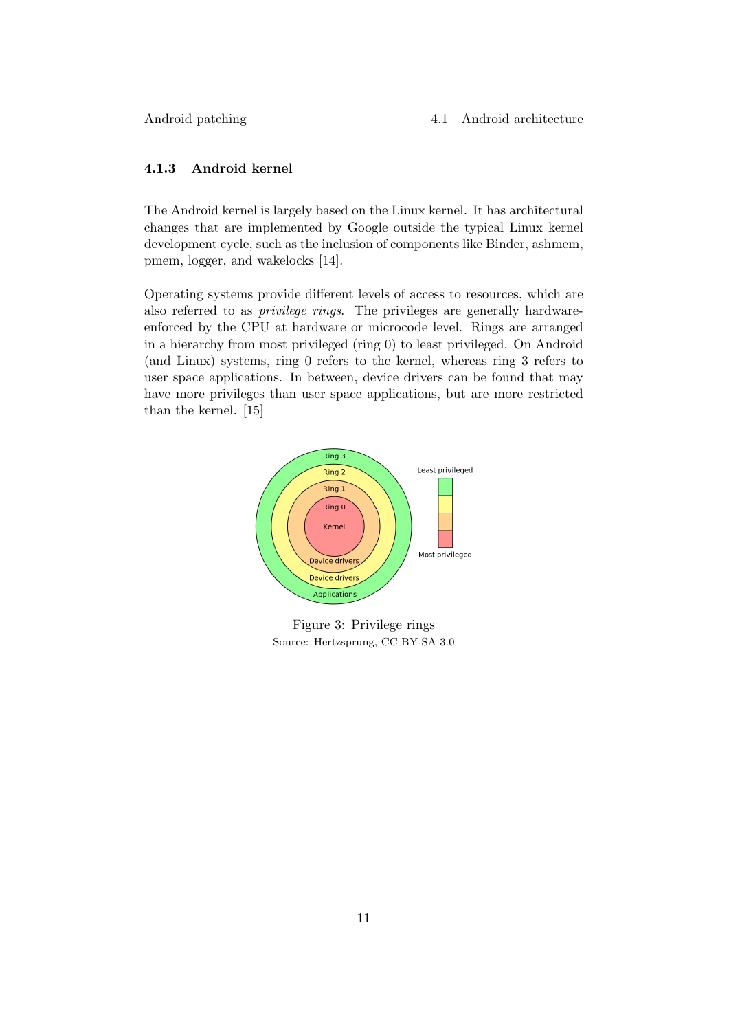### 4.1.3 Android kernel

The Android kernel is largely based on the Linux kernel. It has architectural changes that are implemented by Google outside the typical Linux kernel development cycle, such as the inclusion of components like Binder, ashmem, pmem, logger, and wakelocks [14].

Operating systems provide different levels of access to resources, which are also referred to as *privilege rings*. The privileges are generally hardware-enforced by the CPU at hardware or microcode level. Rings are arranged in a hierarchy from most privileged (ring 0) to least privileged. On Android (and Linux) systems, ring 0 refers to the kernel, whereas ring 3 refers to user space applications. In between, device drivers can be found that may have more privileges than user space applications, but are more restricted than the kernel. [15]

Figure 3: Privilege rings
Source: Hertzsprung, CC BY-SA 3.0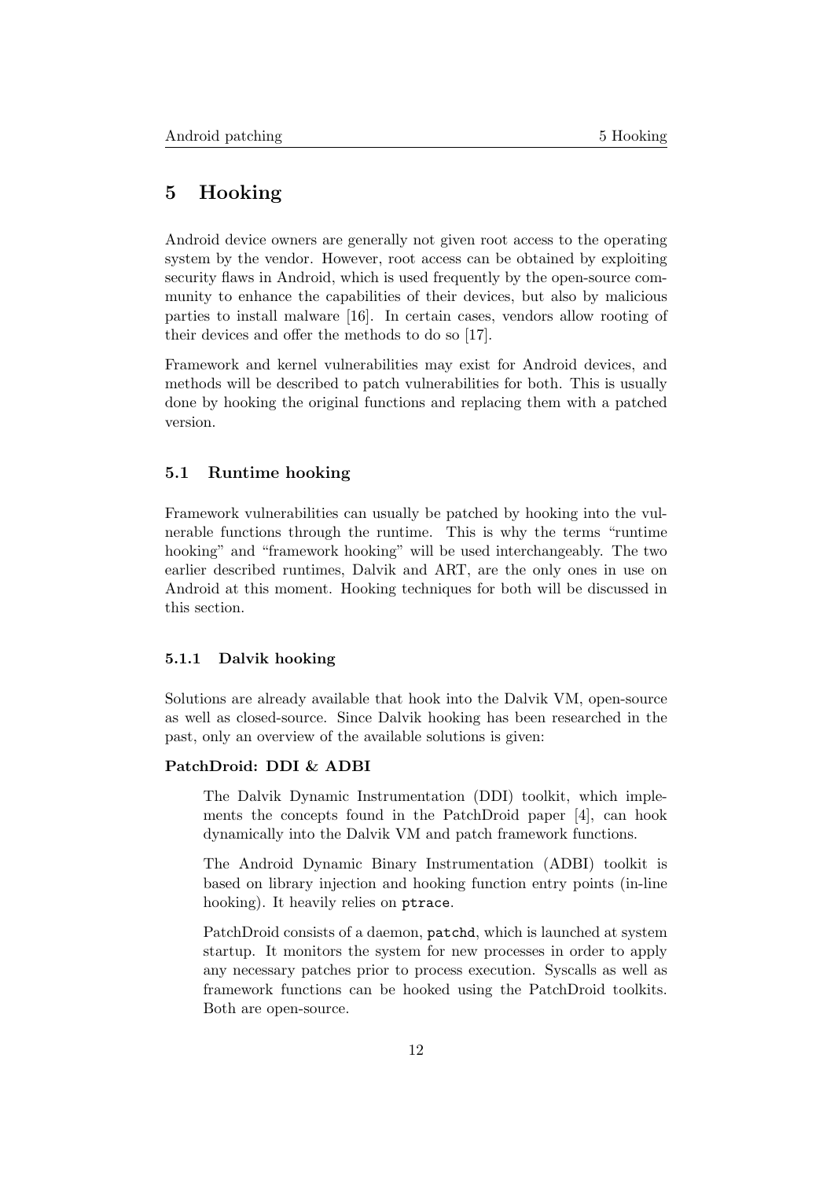# 5 Hooking

Android device owners are generally not given root access to the operating system by the vendor. However, root access can be obtained by exploiting security flaws in Android, which is used frequently by the open-source community to enhance the capabilities of their devices, but also by malicious parties to install malware [16]. In certain cases, vendors allow rooting of their devices and offer the methods to do so [17].

Framework and kernel vulnerabilities may exist for Android devices, and methods will be described to patch vulnerabilities for both. This is usually done by hooking the original functions and replacing them with a patched version.

## 5.1 Runtime hooking

Framework vulnerabilities can usually be patched by hooking into the vulnerable functions through the runtime. This is why the terms "runtime hooking" and "framework hooking" will be used interchangeably. The two earlier described runtimes, Dalvik and ART, are the only ones in use on Android at this moment. Hooking techniques for both will be discussed in this section.

### 5.1.1 Dalvik hooking

Solutions are already available that hook into the Dalvik VM, open-source as well as closed-source. Since Dalvik hooking has been researched in the past, only an overview of the available solutions is given:

**PatchDroid: DDI & ADBI**

The Dalvik Dynamic Instrumentation (DDI) toolkit, which implements the concepts found in the PatchDroid paper [4], can hook dynamically into the Dalvik VM and patch framework functions.

The Android Dynamic Binary Instrumentation (ADBI) toolkit is based on library injection and hooking function entry points (in-line hooking). It heavily relies on `ptrace`.

PatchDroid consists of a daemon, `patchd`, which is launched at system startup. It monitors the system for new processes in order to apply any necessary patches prior to process execution. Syscalls as well as framework functions can be hooked using the PatchDroid toolkits. Both are open-source.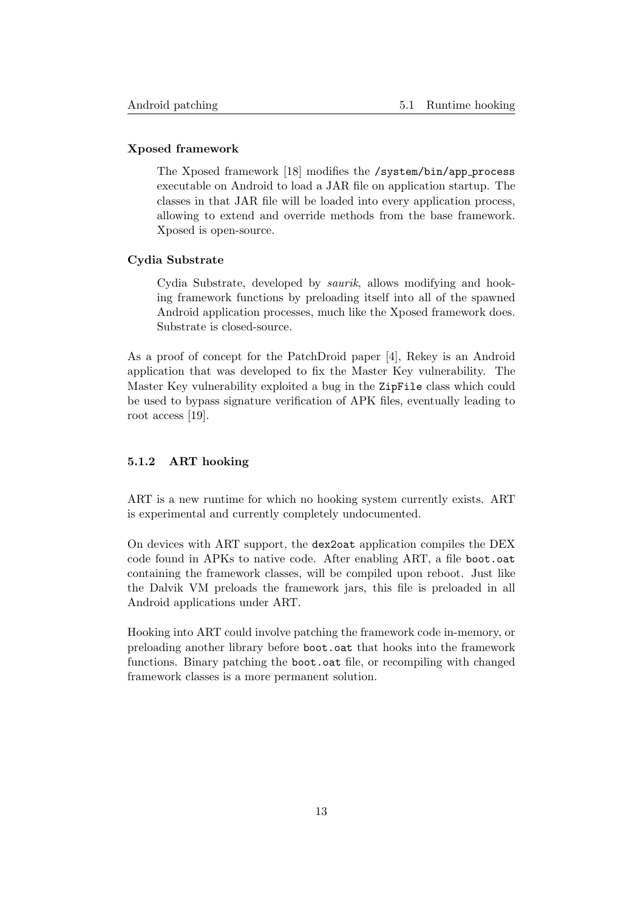**Xposed framework**

The Xposed framework [18] modifies the `/system/bin/app_process` executable on Android to load a JAR file on application startup. The classes in that JAR file will be loaded into every application process, allowing to extend and override methods from the base framework. Xposed is open-source.

**Cydia Substrate**

Cydia Substrate, developed by *saurik*, allows modifying and hooking framework functions by preloading itself into all of the spawned Android application processes, much like the Xposed framework does. Substrate is closed-source.

As a proof of concept for the PatchDroid paper [4], Rekey is an Android application that was developed to fix the Master Key vulnerability. The Master Key vulnerability exploited a bug in the `ZipFile` class which could be used to bypass signature verification of APK files, eventually leading to root access [19].

### 5.1.2 ART hooking

ART is a new runtime for which no hooking system currently exists. ART is experimental and currently completely undocumented.

On devices with ART support, the `dex2oat` application compiles the DEX code found in APKs to native code. After enabling ART, a file `boot.oat` containing the framework classes, will be compiled upon reboot. Just like the Dalvik VM preloads the framework jars, this file is preloaded in all Android applications under ART.

Hooking into ART could involve patching the framework code in-memory, or preloading another library before `boot.oat` that hooks into the framework functions. Binary patching the `boot.oat` file, or recompiling with changed framework classes is a more permanent solution.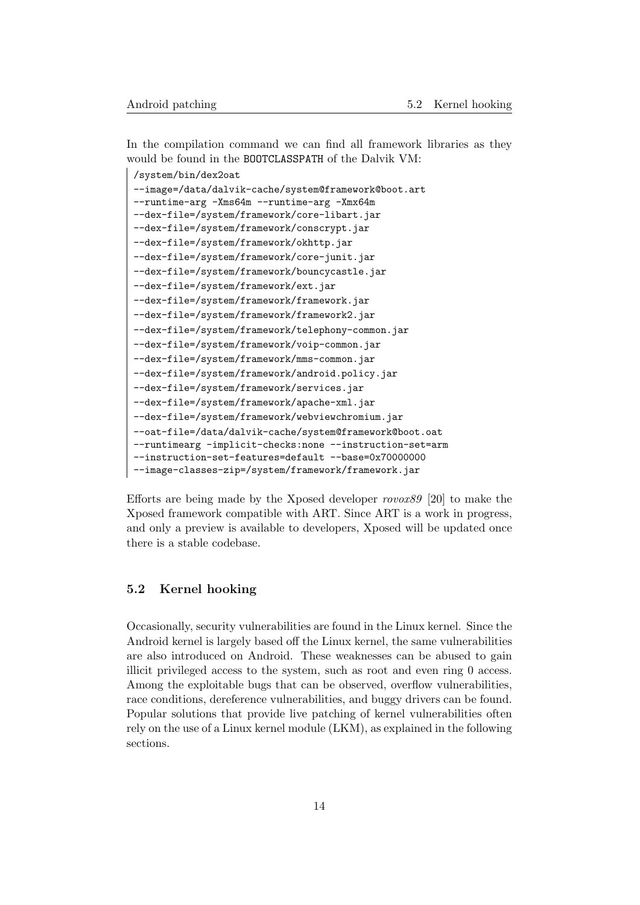In the compilation command we can find all framework libraries as they would be found in the `BOOTCLASSPATH` of the Dalvik VM:

```
/system/bin/dex2oat
--image=/data/dalvik-cache/system@framework@boot.art
--runtime-arg -Xms64m --runtime-arg -Xmx64m
--dex-file=/system/framework/core-libart.jar
--dex-file=/system/framework/conscrypt.jar
--dex-file=/system/framework/okhttp.jar
--dex-file=/system/framework/core-junit.jar
--dex-file=/system/framework/bouncycastle.jar
--dex-file=/system/framework/ext.jar
--dex-file=/system/framework/framework.jar
--dex-file=/system/framework/framework2.jar
--dex-file=/system/framework/telephony-common.jar
--dex-file=/system/framework/voip-common.jar
--dex-file=/system/framework/mms-common.jar
--dex-file=/system/framework/android.policy.jar
--dex-file=/system/framework/services.jar
--dex-file=/system/framework/apache-xml.jar
--dex-file=/system/framework/webviewchromium.jar
--oat-file=/data/dalvik-cache/system@framework@boot.oat
--runtimearg -implicit-checks:none --instruction-set=arm
--instruction-set-features=default --base=0x70000000
--image-classes-zip=/system/framework/framework.jar
```

Efforts are being made by the Xposed developer *rovox89* [20] to make the Xposed framework compatible with ART. Since ART is a work in progress, and only a preview is available to developers, Xposed will be updated once there is a stable codebase.

## 5.2 Kernel hooking

Occasionally, security vulnerabilities are found in the Linux kernel. Since the Android kernel is largely based off the Linux kernel, the same vulnerabilities are also introduced on Android. These weaknesses can be abused to gain illicit privileged access to the system, such as root and even ring 0 access. Among the exploitable bugs that can be observed, overflow vulnerabilities, race conditions, dereference vulnerabilities, and buggy drivers can be found. Popular solutions that provide live patching of kernel vulnerabilities often rely on the use of a Linux kernel module (LKM), as explained in the following sections.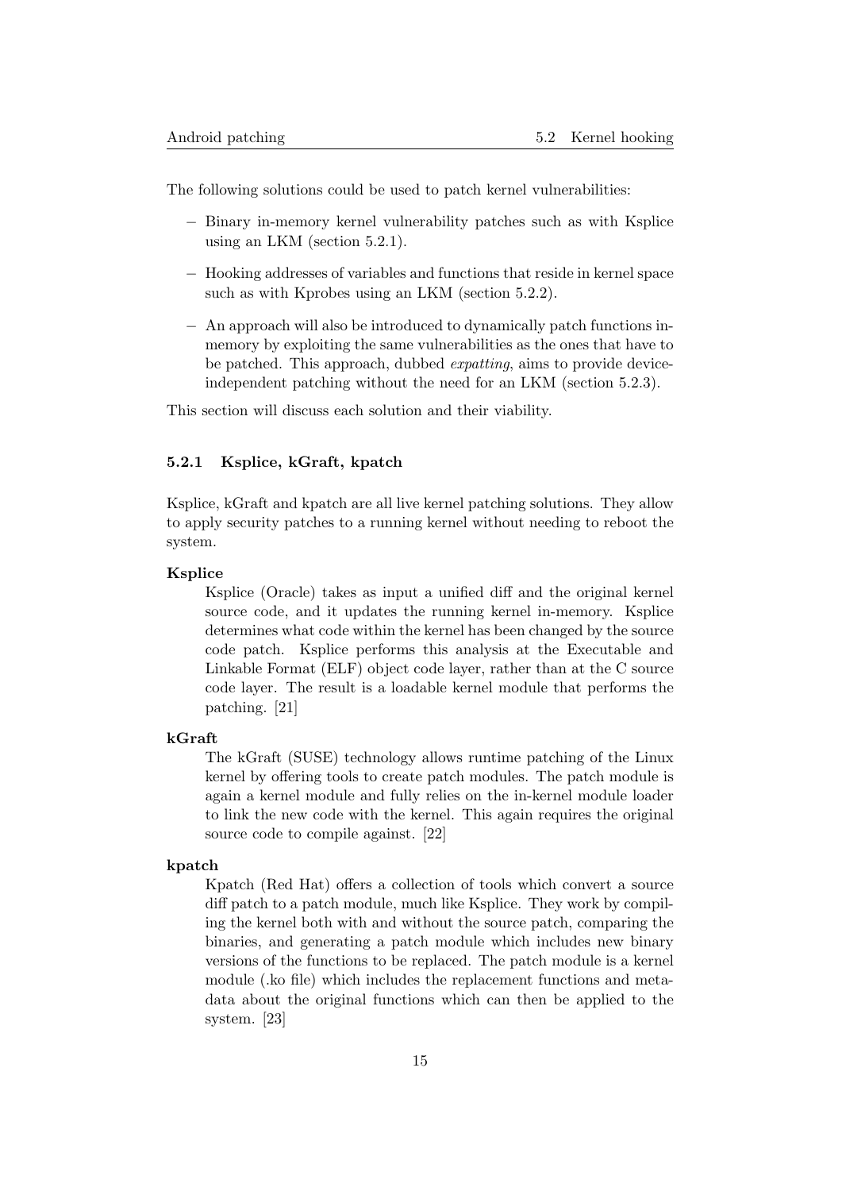The following solutions could be used to patch kernel vulnerabilities:

- Binary in-memory kernel vulnerability patches such as with Ksplice using an LKM (section 5.2.1).
- Hooking addresses of variables and functions that reside in kernel space such as with Kprobes using an LKM (section 5.2.2).
- An approach will also be introduced to dynamically patch functions in-memory by exploiting the same vulnerabilities as the ones that have to be patched. This approach, dubbed *expatting*, aims to provide device-independent patching without the need for an LKM (section 5.2.3).

This section will discuss each solution and their viability.

### 5.2.1 Ksplice, kGraft, kpatch

Ksplice, kGraft and kpatch are all live kernel patching solutions. They allow to apply security patches to a running kernel without needing to reboot the system.

**Ksplice**

Ksplice (Oracle) takes as input a unified diff and the original kernel source code, and it updates the running kernel in-memory. Ksplice determines what code within the kernel has been changed by the source code patch. Ksplice performs this analysis at the Executable and Linkable Format (ELF) object code layer, rather than at the C source code layer. The result is a loadable kernel module that performs the patching. [21]

**kGraft**

The kGraft (SUSE) technology allows runtime patching of the Linux kernel by offering tools to create patch modules. The patch module is again a kernel module and fully relies on the in-kernel module loader to link the new code with the kernel. This again requires the original source code to compile against. [22]

**kpatch**

Kpatch (Red Hat) offers a collection of tools which convert a source diff patch to a patch module, much like Ksplice. They work by compiling the kernel both with and without the source patch, comparing the binaries, and generating a patch module which includes new binary versions of the functions to be replaced. The patch module is a kernel module (.ko file) which includes the replacement functions and metadata about the original functions which can then be applied to the system. [23]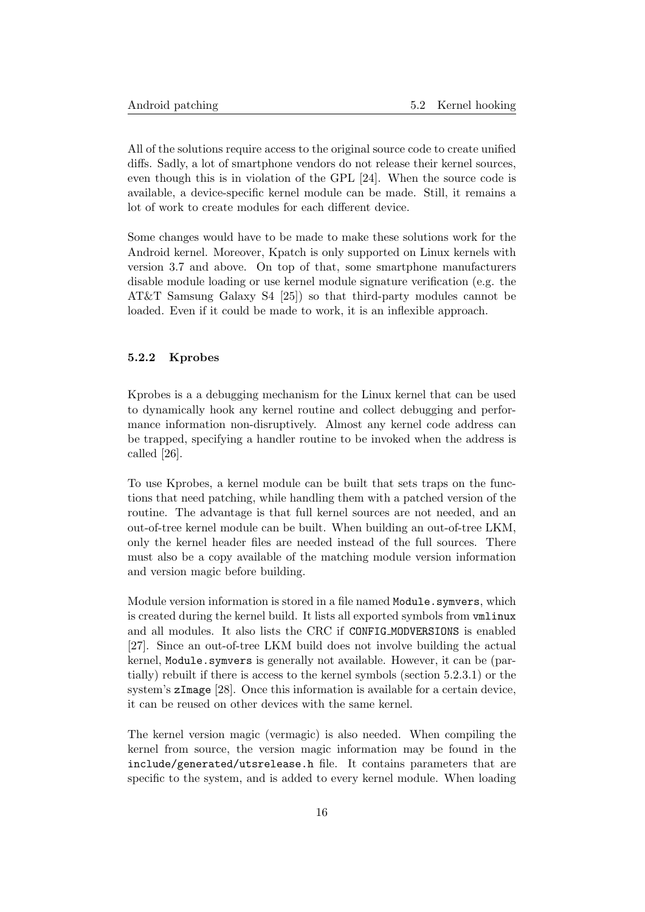All of the solutions require access to the original source code to create unified diffs. Sadly, a lot of smartphone vendors do not release their kernel sources, even though this is in violation of the GPL [24]. When the source code is available, a device-specific kernel module can be made. Still, it remains a lot of work to create modules for each different device.

Some changes would have to be made to make these solutions work for the Android kernel. Moreover, Kpatch is only supported on Linux kernels with version 3.7 and above. On top of that, some smartphone manufacturers disable module loading or use kernel module signature verification (e.g. the AT&T Samsung Galaxy S4 [25]) so that third-party modules cannot be loaded. Even if it could be made to work, it is an inflexible approach.

### 5.2.2 Kprobes

Kprobes is a a debugging mechanism for the Linux kernel that can be used to dynamically hook any kernel routine and collect debugging and performance information non-disruptively. Almost any kernel code address can be trapped, specifying a handler routine to be invoked when the address is called [26].

To use Kprobes, a kernel module can be built that sets traps on the functions that need patching, while handling them with a patched version of the routine. The advantage is that full kernel sources are not needed, and an out-of-tree kernel module can be built. When building an out-of-tree LKM, only the kernel header files are needed instead of the full sources. There must also be a copy available of the matching module version information and version magic before building.

Module version information is stored in a file named `Module.symvers`, which is created during the kernel build. It lists all exported symbols from `vmlinux` and all modules. It also lists the CRC if `CONFIG_MODVERSIONS` is enabled [27]. Since an out-of-tree LKM build does not involve building the actual kernel, `Module.symvers` is generally not available. However, it can be (partially) rebuilt if there is access to the kernel symbols (section 5.2.3.1) or the system's `zImage` [28]. Once this information is available for a certain device, it can be reused on other devices with the same kernel.

The kernel version magic (vermagic) is also needed. When compiling the kernel from source, the version magic information may be found in the `include/generated/utsrelease.h` file. It contains parameters that are specific to the system, and is added to every kernel module. When loading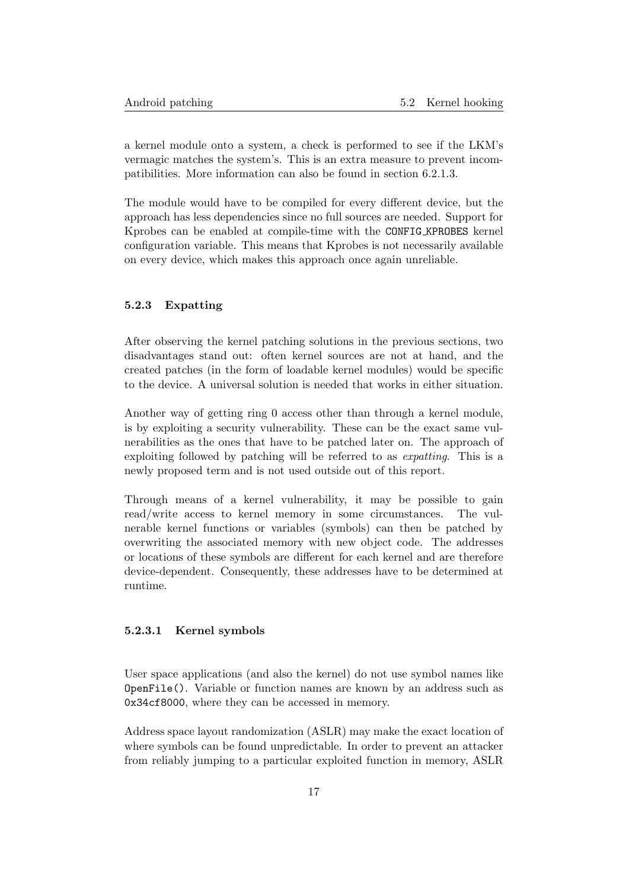a kernel module onto a system, a check is performed to see if the LKM's vermagic matches the system's. This is an extra measure to prevent incompatibilities. More information can also be found in section 6.2.1.3.

The module would have to be compiled for every different device, but the approach has less dependencies since no full sources are needed. Support for Kprobes can be enabled at compile-time with the `CONFIG_KPROBES` kernel configuration variable. This means that Kprobes is not necessarily available on every device, which makes this approach once again unreliable.

### 5.2.3 Expatting

After observing the kernel patching solutions in the previous sections, two disadvantages stand out: often kernel sources are not at hand, and the created patches (in the form of loadable kernel modules) would be specific to the device. A universal solution is needed that works in either situation.

Another way of getting ring 0 access other than through a kernel module, is by exploiting a security vulnerability. These can be the exact same vulnerabilities as the ones that have to be patched later on. The approach of exploiting followed by patching will be referred to as *expatting*. This is a newly proposed term and is not used outside out of this report.

Through means of a kernel vulnerability, it may be possible to gain read/write access to kernel memory in some circumstances. The vulnerable kernel functions or variables (symbols) can then be patched by overwriting the associated memory with new object code. The addresses or locations of these symbols are different for each kernel and are therefore device-dependent. Consequently, these addresses have to be determined at runtime.

#### 5.2.3.1 Kernel symbols

User space applications (and also the kernel) do not use symbol names like `OpenFile()`. Variable or function names are known by an address such as `0x34cf8000`, where they can be accessed in memory.

Address space layout randomization (ASLR) may make the exact location of where symbols can be found unpredictable. In order to prevent an attacker from reliably jumping to a particular exploited function in memory, ASLR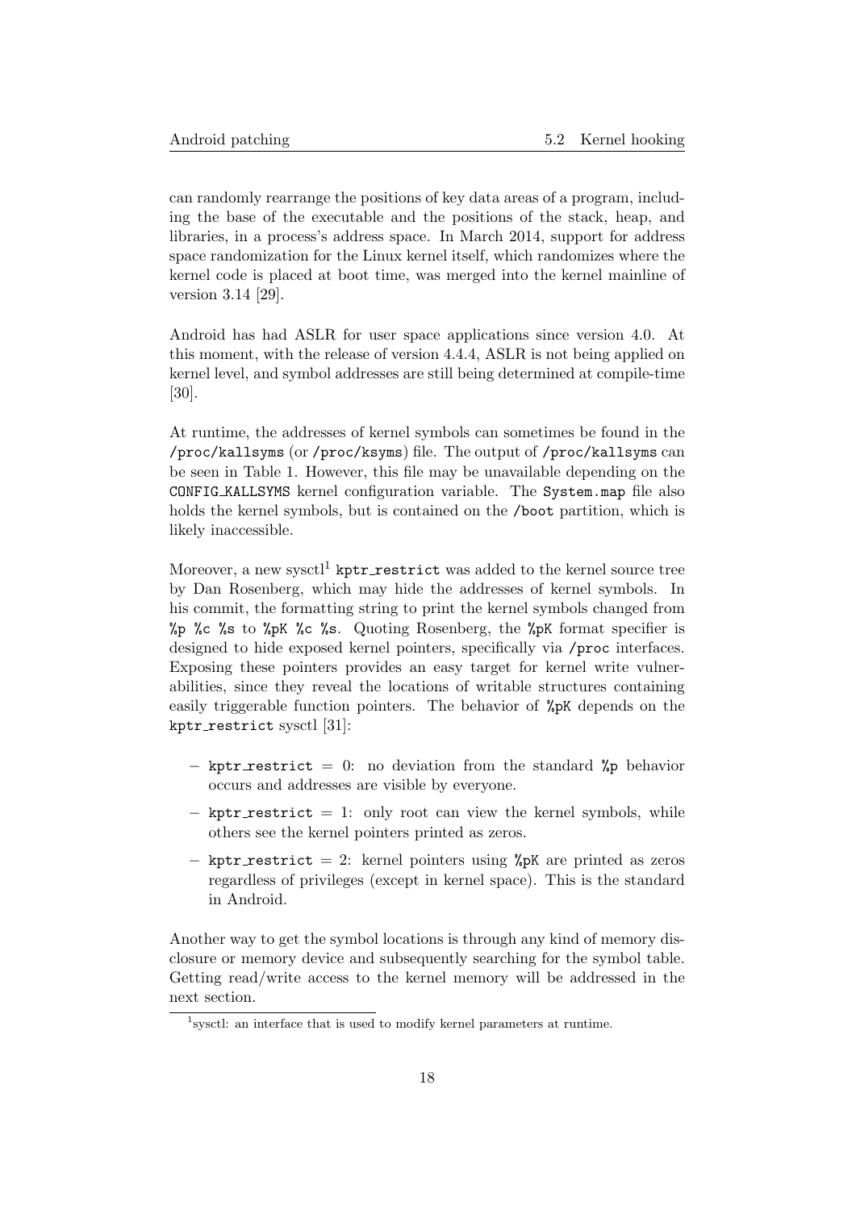can randomly rearrange the positions of key data areas of a program, including the base of the executable and the positions of the stack, heap, and libraries, in a process's address space. In March 2014, support for address space randomization for the Linux kernel itself, which randomizes where the kernel code is placed at boot time, was merged into the kernel mainline of version 3.14 [29].

Android has had ASLR for user space applications since version 4.0. At this moment, with the release of version 4.4.4, ASLR is not being applied on kernel level, and symbol addresses are still being determined at compile-time [30].

At runtime, the addresses of kernel symbols can sometimes be found in the `/proc/kallsyms` (or `/proc/ksyms`) file. The output of `/proc/kallsyms` can be seen in Table 1. However, this file may be unavailable depending on the `CONFIG_KALLSYMS` kernel configuration variable. The `System.map` file also holds the kernel symbols, but is contained on the `/boot` partition, which is likely inaccessible.

Moreover, a new sysctl[1] `kptr_restrict` was added to the kernel source tree by Dan Rosenberg, which may hide the addresses of kernel symbols. In his commit, the formatting string to print the kernel symbols changed from `%p %c %s` to `%pK %c %s`. Quoting Rosenberg, the `%pK` format specifier is designed to hide exposed kernel pointers, specifically via `/proc` interfaces. Exposing these pointers provides an easy target for kernel write vulnerabilities, since they reveal the locations of writable structures containing easily triggerable function pointers. The behavior of `%pK` depends on the `kptr_restrict` sysctl [31]:

- `kptr_restrict` = 0: no deviation from the standard `%p` behavior occurs and addresses are visible by everyone.
- `kptr_restrict` = 1: only root can view the kernel symbols, while others see the kernel pointers printed as zeros.
- `kptr_restrict` = 2: kernel pointers using `%pK` are printed as zeros regardless of privileges (except in kernel space). This is the standard in Android.

Another way to get the symbol locations is through any kind of memory disclosure or memory device and subsequently searching for the symbol table. Getting read/write access to the kernel memory will be addressed in the next section.

[1] sysctl: an interface that is used to modify kernel parameters at runtime.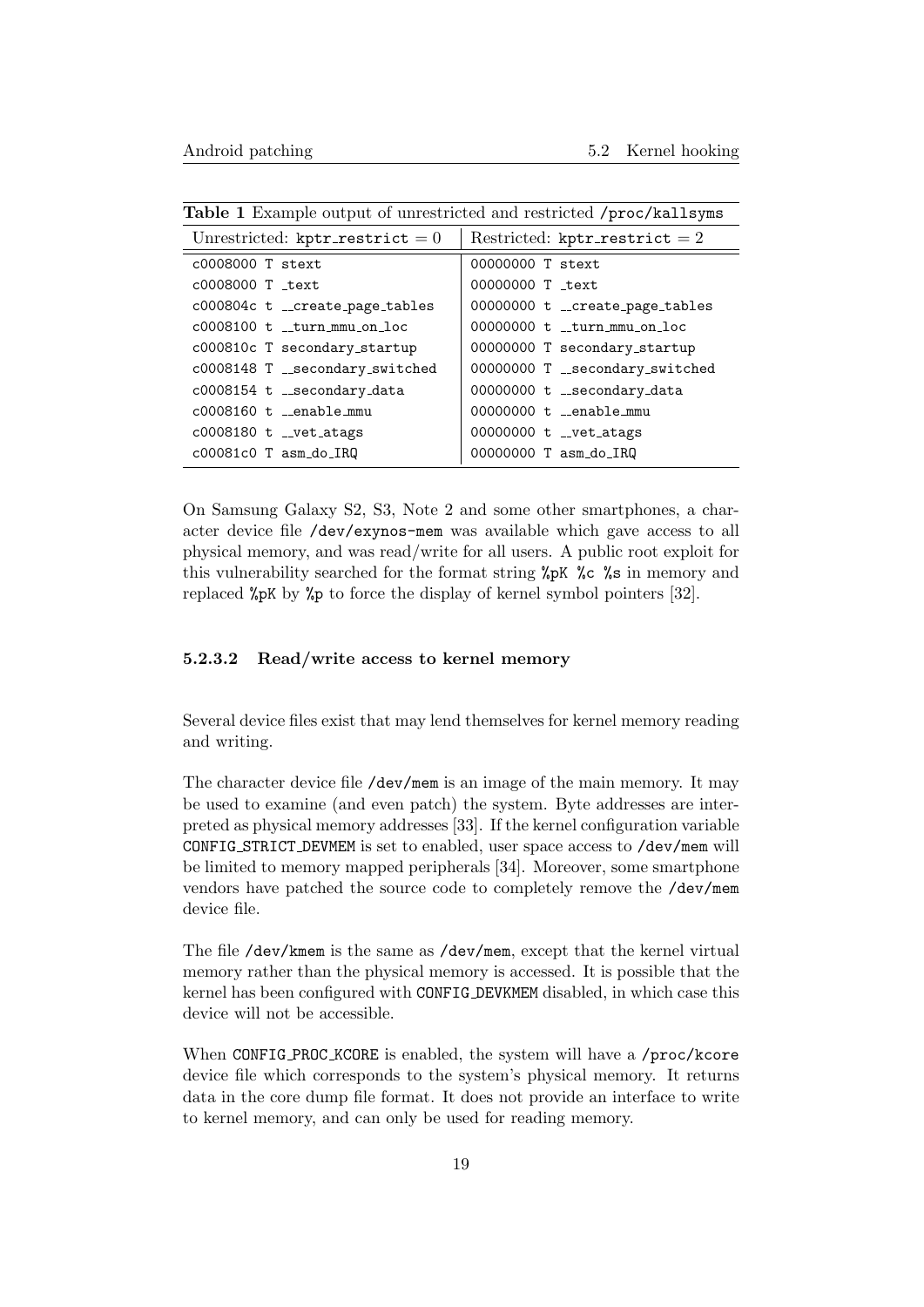**Table 1** Example output of unrestricted and restricted /proc/kallsyms

| Unrestricted: kptr_restrict = 0 | Restricted: kptr_restrict = 2 |
|---|---|
| c0008000 T stext | 00000000 T stext |
| c0008000 T _text | 00000000 T _text |
| c000804c t __create_page_tables | 00000000 t __create_page_tables |
| c0008100 t __turn_mmu_on_loc | 00000000 t __turn_mmu_on_loc |
| c000810c T secondary_startup | 00000000 T secondary_startup |
| c0008148 T __secondary_switched | 00000000 T __secondary_switched |
| c0008154 t __secondary_data | 00000000 t __secondary_data |
| c0008160 t __enable_mmu | 00000000 t __enable_mmu |
| c0008180 t __vet_atags | 00000000 t __vet_atags |
| c00081c0 T asm_do_IRQ | 00000000 T asm_do_IRQ |

On Samsung Galaxy S2, S3, Note 2 and some other smartphones, a character device file /dev/exynos-mem was available which gave access to all physical memory, and was read/write for all users. A public root exploit for this vulnerability searched for the format string %pK %c %s in memory and replaced %pK by %p to force the display of kernel symbol pointers [32].

#### 5.2.3.2 Read/write access to kernel memory

Several device files exist that may lend themselves for kernel memory reading and writing.

The character device file /dev/mem is an image of the main memory. It may be used to examine (and even patch) the system. Byte addresses are interpreted as physical memory addresses [33]. If the kernel configuration variable CONFIG_STRICT_DEVMEM is set to enabled, user space access to /dev/mem will be limited to memory mapped peripherals [34]. Moreover, some smartphone vendors have patched the source code to completely remove the /dev/mem device file.

The file /dev/kmem is the same as /dev/mem, except that the kernel virtual memory rather than the physical memory is accessed. It is possible that the kernel has been configured with CONFIG_DEVKMEM disabled, in which case this device will not be accessible.

When CONFIG_PROC_KCORE is enabled, the system will have a /proc/kcore device file which corresponds to the system's physical memory. It returns data in the core dump file format. It does not provide an interface to write to kernel memory, and can only be used for reading memory.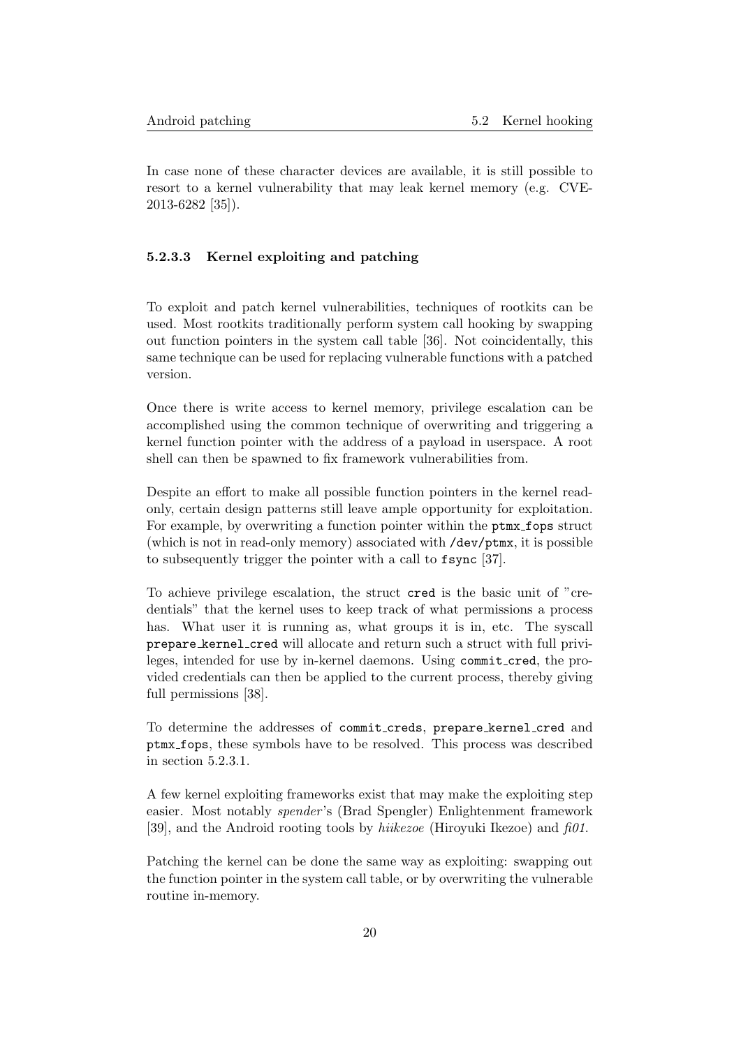In case none of these character devices are available, it is still possible to resort to a kernel vulnerability that may leak kernel memory (e.g. CVE-2013-6282 [35]).

#### 5.2.3.3 Kernel exploiting and patching

To exploit and patch kernel vulnerabilities, techniques of rootkits can be used. Most rootkits traditionally perform system call hooking by swapping out function pointers in the system call table [36]. Not coincidentally, this same technique can be used for replacing vulnerable functions with a patched version.

Once there is write access to kernel memory, privilege escalation can be accomplished using the common technique of overwriting and triggering a kernel function pointer with the address of a payload in userspace. A root shell can then be spawned to fix framework vulnerabilities from.

Despite an effort to make all possible function pointers in the kernel read-only, certain design patterns still leave ample opportunity for exploitation. For example, by overwriting a function pointer within the `ptmx_fops` struct (which is not in read-only memory) associated with `/dev/ptmx`, it is possible to subsequently trigger the pointer with a call to `fsync` [37].

To achieve privilege escalation, the struct `cred` is the basic unit of "credentials" that the kernel uses to keep track of what permissions a process has. What user it is running as, what groups it is in, etc. The syscall `prepare_kernel_cred` will allocate and return such a struct with full privileges, intended for use by in-kernel daemons. Using `commit_cred`, the provided credentials can then be applied to the current process, thereby giving full permissions [38].

To determine the addresses of `commit_creds`, `prepare_kernel_cred` and `ptmx_fops`, these symbols have to be resolved. This process was described in section 5.2.3.1.

A few kernel exploiting frameworks exist that may make the exploiting step easier. Most notably *spender*'s (Brad Spengler) Enlightenment framework [39], and the Android rooting tools by *hiikezoe* (Hiroyuki Ikezoe) and *fi01*.

Patching the kernel can be done the same way as exploiting: swapping out the function pointer in the system call table, or by overwriting the vulnerable routine in-memory.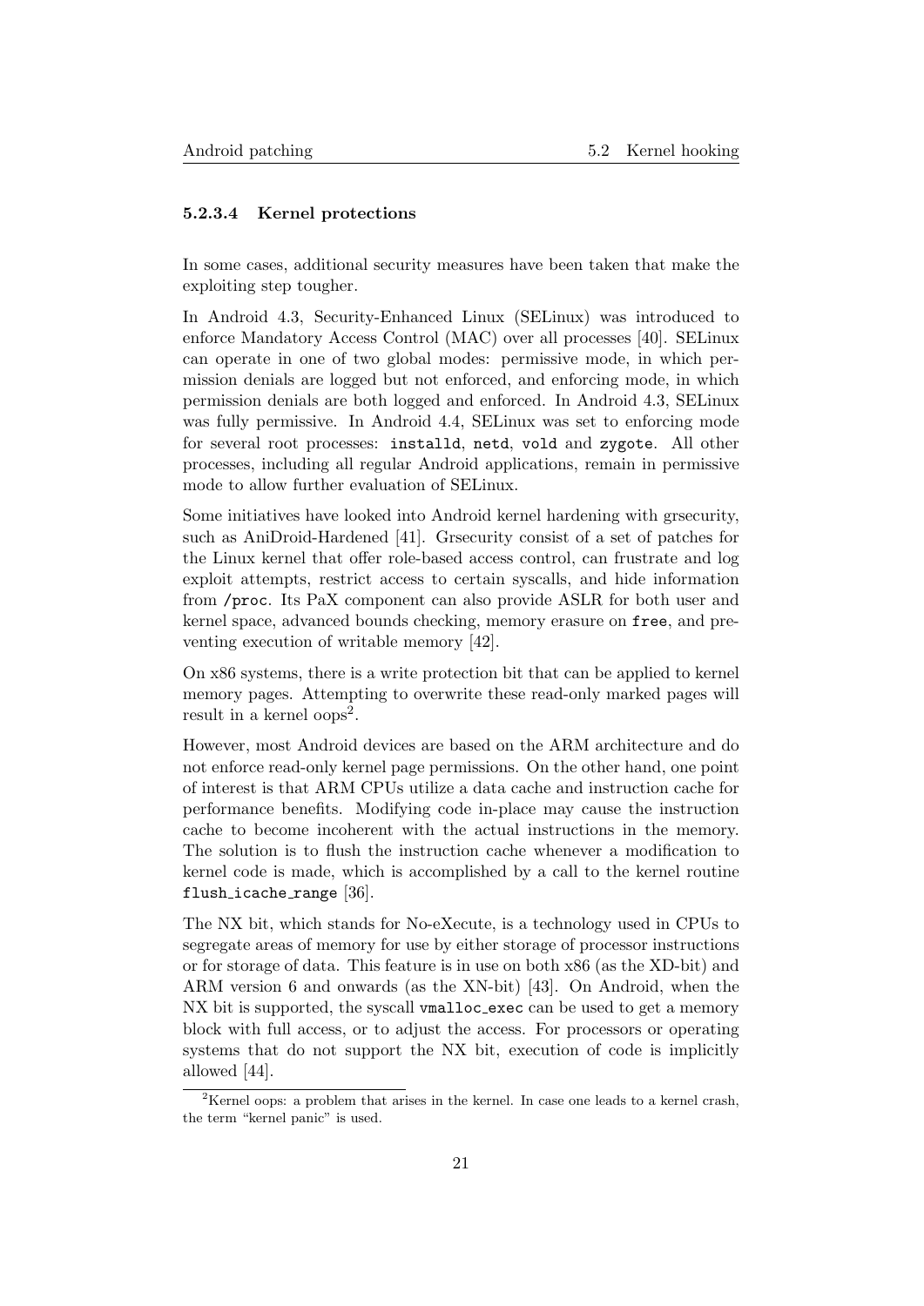#### 5.2.3.4 Kernel protections

In some cases, additional security measures have been taken that make the exploiting step tougher.

In Android 4.3, Security-Enhanced Linux (SELinux) was introduced to enforce Mandatory Access Control (MAC) over all processes [40]. SELinux can operate in one of two global modes: permissive mode, in which permission denials are logged but not enforced, and enforcing mode, in which permission denials are both logged and enforced. In Android 4.3, SELinux was fully permissive. In Android 4.4, SELinux was set to enforcing mode for several root processes: `installd`, `netd`, `vold` and `zygote`. All other processes, including all regular Android applications, remain in permissive mode to allow further evaluation of SELinux.

Some initiatives have looked into Android kernel hardening with grsecurity, such as AniDroid-Hardened [41]. Grsecurity consist of a set of patches for the Linux kernel that offer role-based access control, can frustrate and log exploit attempts, restrict access to certain syscalls, and hide information from `/proc`. Its PaX component can also provide ASLR for both user and kernel space, advanced bounds checking, memory erasure on `free`, and preventing execution of writable memory [42].

On x86 systems, there is a write protection bit that can be applied to kernel memory pages. Attempting to overwrite these read-only marked pages will result in a kernel oops[2].

However, most Android devices are based on the ARM architecture and do not enforce read-only kernel page permissions. On the other hand, one point of interest is that ARM CPUs utilize a data cache and instruction cache for performance benefits. Modifying code in-place may cause the instruction cache to become incoherent with the actual instructions in the memory. The solution is to flush the instruction cache whenever a modification to kernel code is made, which is accomplished by a call to the kernel routine `flush_icache_range` [36].

The NX bit, which stands for No-eXecute, is a technology used in CPUs to segregate areas of memory for use by either storage of processor instructions or for storage of data. This feature is in use on both x86 (as the XD-bit) and ARM version 6 and onwards (as the XN-bit) [43]. On Android, when the NX bit is supported, the syscall `vmalloc_exec` can be used to get a memory block with full access, or to adjust the access. For processors or operating systems that do not support the NX bit, execution of code is implicitly allowed [44].

[2] Kernel oops: a problem that arises in the kernel. In case one leads to a kernel crash, the term "kernel panic" is used.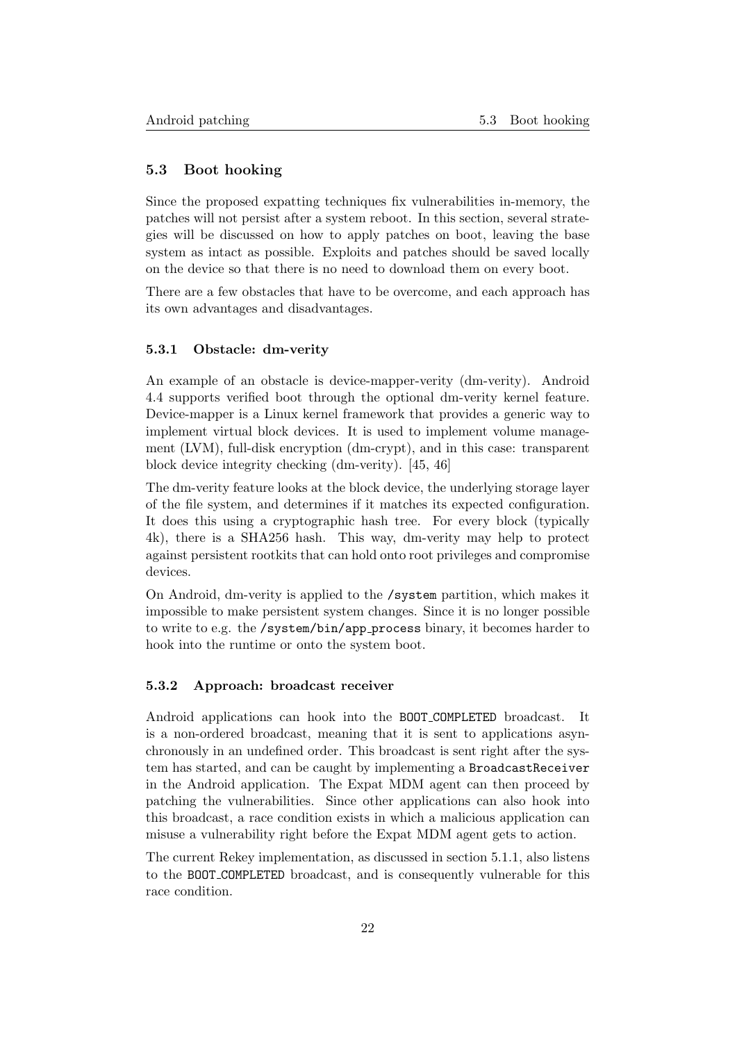## 5.3 Boot hooking

Since the proposed expatting techniques fix vulnerabilities in-memory, the patches will not persist after a system reboot. In this section, several strategies will be discussed on how to apply patches on boot, leaving the base system as intact as possible. Exploits and patches should be saved locally on the device so that there is no need to download them on every boot.

There are a few obstacles that have to be overcome, and each approach has its own advantages and disadvantages.

### 5.3.1 Obstacle: dm-verity

An example of an obstacle is device-mapper-verity (dm-verity). Android 4.4 supports verified boot through the optional dm-verity kernel feature. Device-mapper is a Linux kernel framework that provides a generic way to implement virtual block devices. It is used to implement volume management (LVM), full-disk encryption (dm-crypt), and in this case: transparent block device integrity checking (dm-verity). [45, 46]

The dm-verity feature looks at the block device, the underlying storage layer of the file system, and determines if it matches its expected configuration. It does this using a cryptographic hash tree. For every block (typically 4k), there is a SHA256 hash. This way, dm-verity may help to protect against persistent rootkits that can hold onto root privileges and compromise devices.

On Android, dm-verity is applied to the `/system` partition, which makes it impossible to make persistent system changes. Since it is no longer possible to write to e.g. the `/system/bin/app_process` binary, it becomes harder to hook into the runtime or onto the system boot.

### 5.3.2 Approach: broadcast receiver

Android applications can hook into the `BOOT_COMPLETED` broadcast. It is a non-ordered broadcast, meaning that it is sent to applications asynchronously in an undefined order. This broadcast is sent right after the system has started, and can be caught by implementing a `BroadcastReceiver` in the Android application. The Expat MDM agent can then proceed by patching the vulnerabilities. Since other applications can also hook into this broadcast, a race condition exists in which a malicious application can misuse a vulnerability right before the Expat MDM agent gets to action.

The current Rekey implementation, as discussed in section 5.1.1, also listens to the `BOOT_COMPLETED` broadcast, and is consequently vulnerable for this race condition.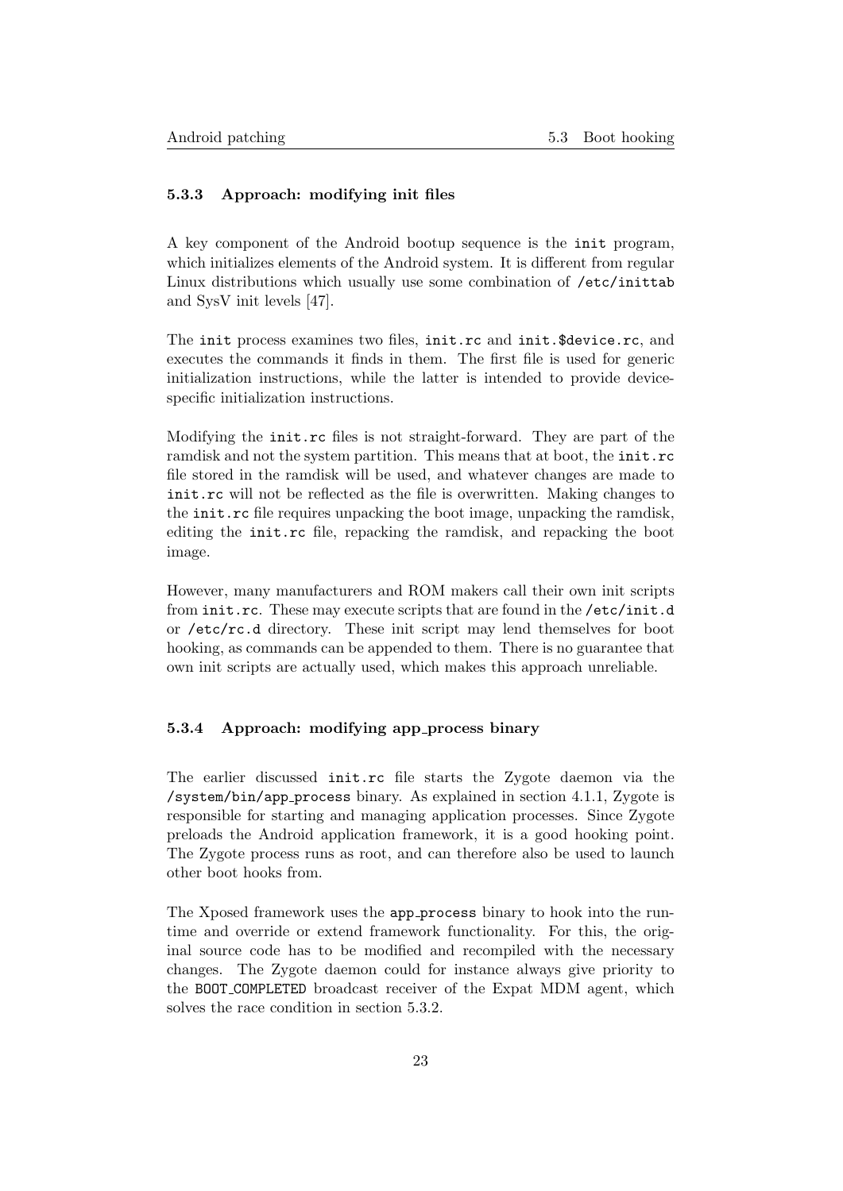### 5.3.3 Approach: modifying init files

A key component of the Android bootup sequence is the `init` program, which initializes elements of the Android system. It is different from regular Linux distributions which usually use some combination of `/etc/inittab` and SysV init levels [47].

The `init` process examines two files, `init.rc` and `init.$device.rc`, and executes the commands it finds in them. The first file is used for generic initialization instructions, while the latter is intended to provide device-specific initialization instructions.

Modifying the `init.rc` files is not straight-forward. They are part of the ramdisk and not the system partition. This means that at boot, the `init.rc` file stored in the ramdisk will be used, and whatever changes are made to `init.rc` will not be reflected as the file is overwritten. Making changes to the `init.rc` file requires unpacking the boot image, unpacking the ramdisk, editing the `init.rc` file, repacking the ramdisk, and repacking the boot image.

However, many manufacturers and ROM makers call their own init scripts from `init.rc`. These may execute scripts that are found in the `/etc/init.d` or `/etc/rc.d` directory. These init script may lend themselves for boot hooking, as commands can be appended to them. There is no guarantee that own init scripts are actually used, which makes this approach unreliable.

### 5.3.4 Approach: modifying app_process binary

The earlier discussed `init.rc` file starts the Zygote daemon via the `/system/bin/app_process` binary. As explained in section 4.1.1, Zygote is responsible for starting and managing application processes. Since Zygote preloads the Android application framework, it is a good hooking point. The Zygote process runs as root, and can therefore also be used to launch other boot hooks from.

The Xposed framework uses the `app_process` binary to hook into the runtime and override or extend framework functionality. For this, the original source code has to be modified and recompiled with the necessary changes. The Zygote daemon could for instance always give priority to the `BOOT_COMPLETED` broadcast receiver of the Expat MDM agent, which solves the race condition in section 5.3.2.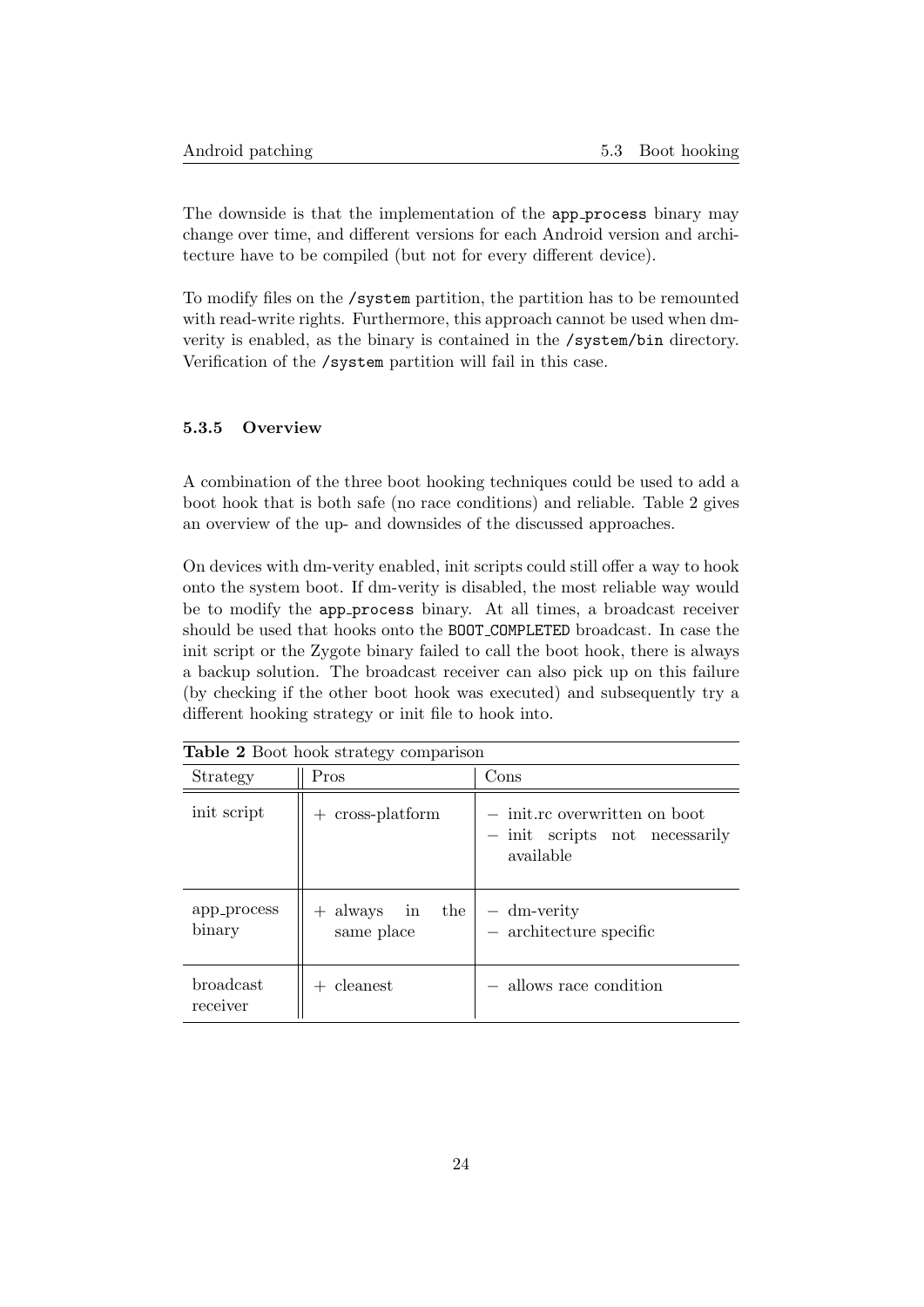The downside is that the implementation of the app_process binary may change over time, and different versions for each Android version and architecture have to be compiled (but not for every different device).

To modify files on the /system partition, the partition has to be remounted with read-write rights. Furthermore, this approach cannot be used when dm-verity is enabled, as the binary is contained in the /system/bin directory. Verification of the /system partition will fail in this case.

### 5.3.5 Overview

A combination of the three boot hooking techniques could be used to add a boot hook that is both safe (no race conditions) and reliable. Table 2 gives an overview of the up- and downsides of the discussed approaches.

On devices with dm-verity enabled, init scripts could still offer a way to hook onto the system boot. If dm-verity is disabled, the most reliable way would be to modify the app_process binary. At all times, a broadcast receiver should be used that hooks onto the BOOT_COMPLETED broadcast. In case the init script or the Zygote binary failed to call the boot hook, there is always a backup solution. The broadcast receiver can also pick up on this failure (by checking if the other boot hook was executed) and subsequently try a different hooking strategy or init file to hook into.

**Table 2** Boot hook strategy comparison

| Strategy | Pros | Cons |
|---|---|---|
| init script | + cross-platform | − init.rc overwritten on boot<br>− init scripts not necessarily available |
| app_process binary | + always in the same place | − dm-verity<br>− architecture specific |
| broadcast receiver | + cleanest | − allows race condition |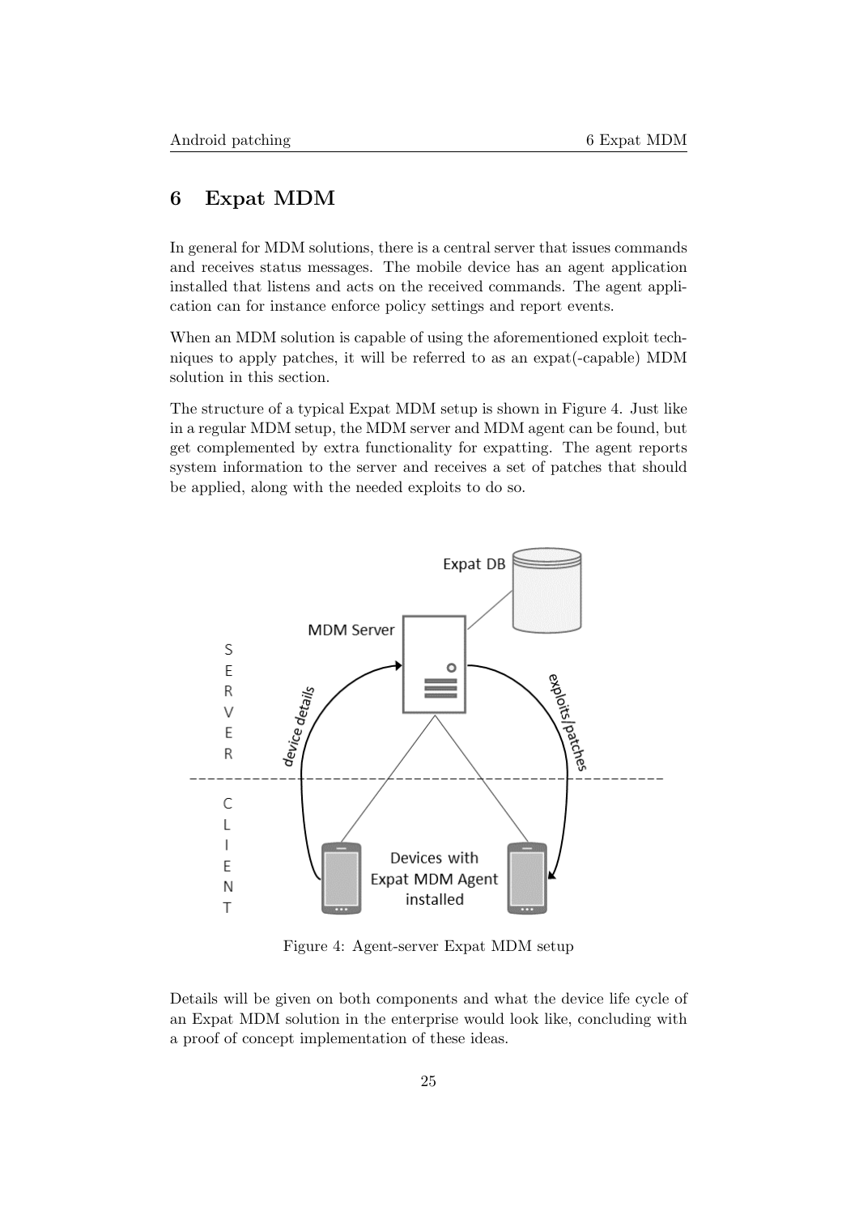# 6 Expat MDM

In general for MDM solutions, there is a central server that issues commands and receives status messages. The mobile device has an agent application installed that listens and acts on the received commands. The agent application can for instance enforce policy settings and report events.

When an MDM solution is capable of using the aforementioned exploit techniques to apply patches, it will be referred to as an expat(-capable) MDM solution in this section.

The structure of a typical Expat MDM setup is shown in Figure 4. Just like in a regular MDM setup, the MDM server and MDM agent can be found, but get complemented by extra functionality for expatting. The agent reports system information to the server and receives a set of patches that should be applied, along with the needed exploits to do so.

Figure 4: Agent-server Expat MDM setup

Details will be given on both components and what the device life cycle of an Expat MDM solution in the enterprise would look like, concluding with a proof of concept implementation of these ideas.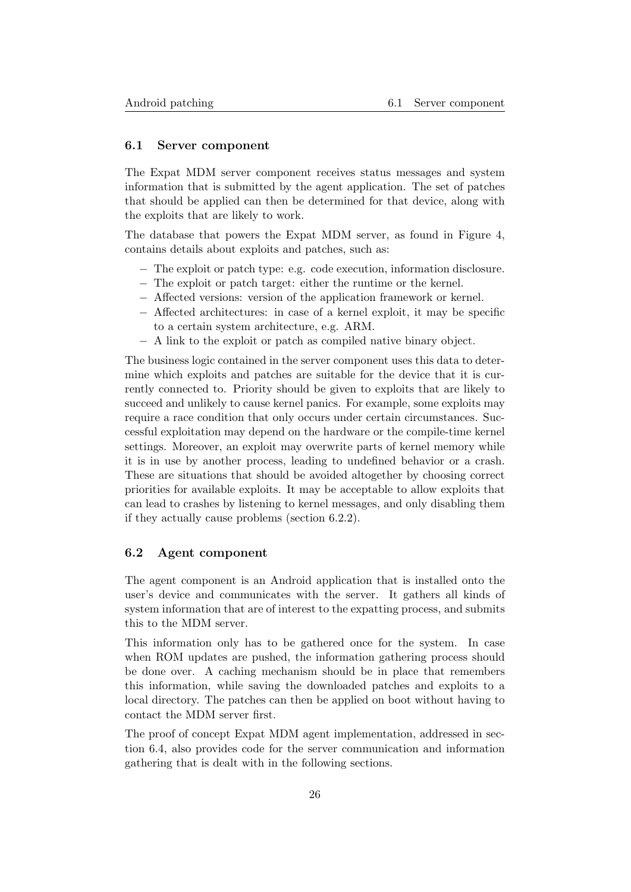## 6.1 Server component

The Expat MDM server component receives status messages and system information that is submitted by the agent application. The set of patches that should be applied can then be determined for that device, along with the exploits that are likely to work.

The database that powers the Expat MDM server, as found in Figure 4, contains details about exploits and patches, such as:

- The exploit or patch type: e.g. code execution, information disclosure.
- The exploit or patch target: either the runtime or the kernel.
- Affected versions: version of the application framework or kernel.
- Affected architectures: in case of a kernel exploit, it may be specific to a certain system architecture, e.g. ARM.
- A link to the exploit or patch as compiled native binary object.

The business logic contained in the server component uses this data to determine which exploits and patches are suitable for the device that it is currently connected to. Priority should be given to exploits that are likely to succeed and unlikely to cause kernel panics. For example, some exploits may require a race condition that only occurs under certain circumstances. Successful exploitation may depend on the hardware or the compile-time kernel settings. Moreover, an exploit may overwrite parts of kernel memory while it is in use by another process, leading to undefined behavior or a crash. These are situations that should be avoided altogether by choosing correct priorities for available exploits. It may be acceptable to allow exploits that can lead to crashes by listening to kernel messages, and only disabling them if they actually cause problems (section 6.2.2).

## 6.2 Agent component

The agent component is an Android application that is installed onto the user's device and communicates with the server. It gathers all kinds of system information that are of interest to the expatting process, and submits this to the MDM server.

This information only has to be gathered once for the system. In case when ROM updates are pushed, the information gathering process should be done over. A caching mechanism should be in place that remembers this information, while saving the downloaded patches and exploits to a local directory. The patches can then be applied on boot without having to contact the MDM server first.

The proof of concept Expat MDM agent implementation, addressed in section 6.4, also provides code for the server communication and information gathering that is dealt with in the following sections.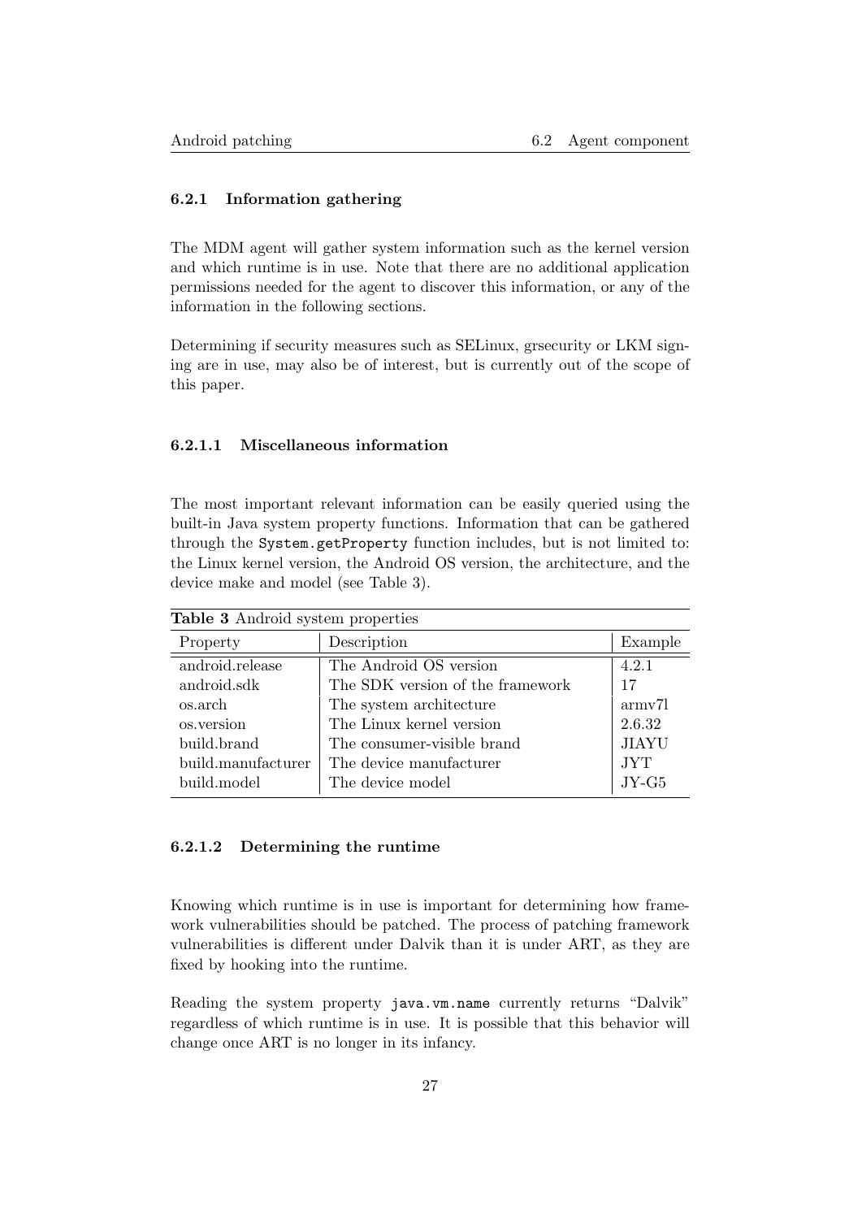### 6.2.1 Information gathering

The MDM agent will gather system information such as the kernel version and which runtime is in use. Note that there are no additional application permissions needed for the agent to discover this information, or any of the information in the following sections.

Determining if security measures such as SELinux, grsecurity or LKM signing are in use, may also be of interest, but is currently out of the scope of this paper.

#### 6.2.1.1 Miscellaneous information

The most important relevant information can be easily queried using the built-in Java system property functions. Information that can be gathered through the `System.getProperty` function includes, but is not limited to: the Linux kernel version, the Android OS version, the architecture, and the device make and model (see Table 3).

**Table 3** Android system properties

| Property | Description | Example |
|---|---|---|
| android.release | The Android OS version | 4.2.1 |
| android.sdk | The SDK version of the framework | 17 |
| os.arch | The system architecture | armv7l |
| os.version | The Linux kernel version | 2.6.32 |
| build.brand | The consumer-visible brand | JIAYU |
| build.manufacturer | The device manufacturer | JYT |
| build.model | The device model | JY-G5 |

#### 6.2.1.2 Determining the runtime

Knowing which runtime is in use is important for determining how framework vulnerabilities should be patched. The process of patching framework vulnerabilities is different under Dalvik than it is under ART, as they are fixed by hooking into the runtime.

Reading the system property `java.vm.name` currently returns "Dalvik" regardless of which runtime is in use. It is possible that this behavior will change once ART is no longer in its infancy.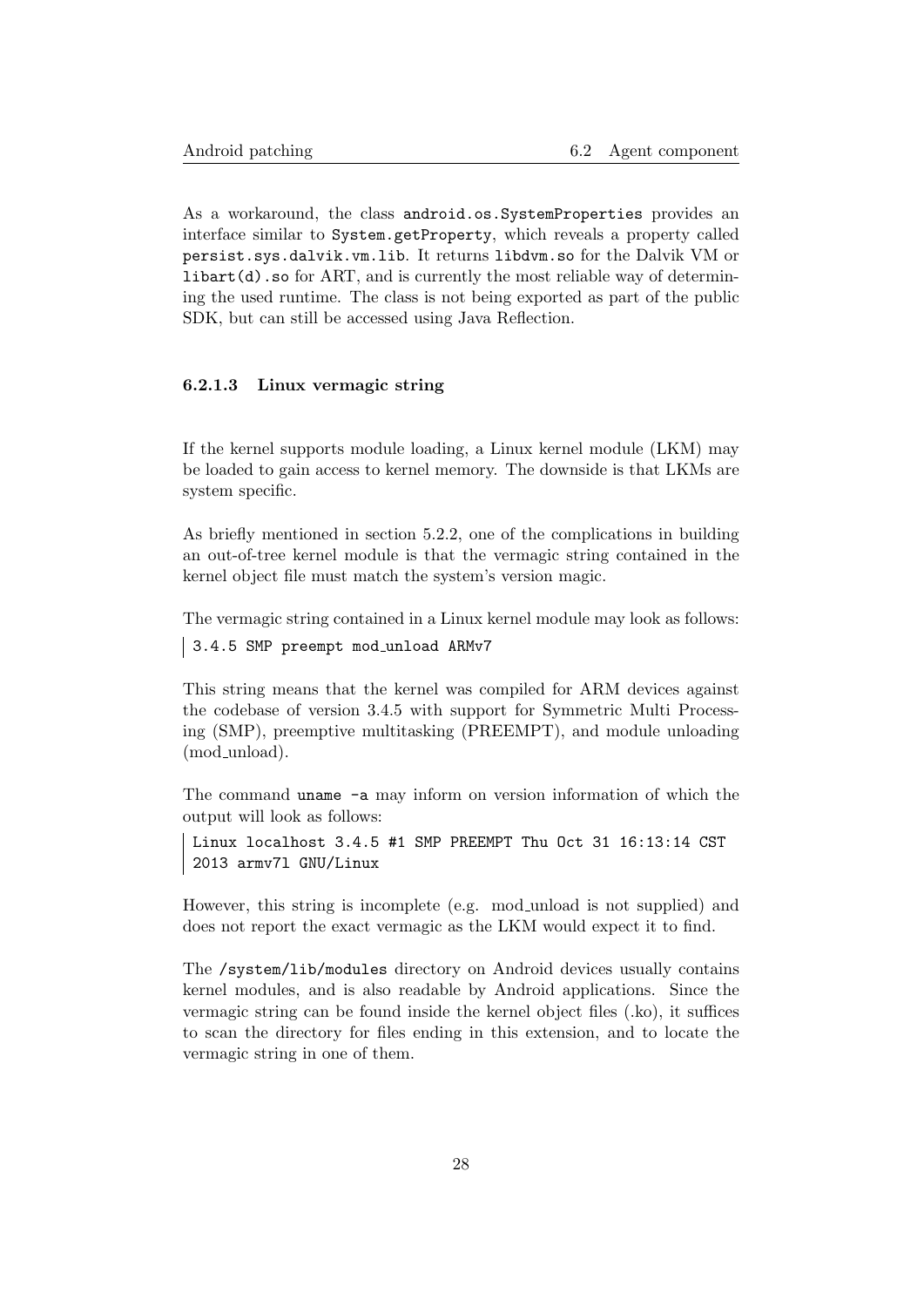As a workaround, the class `android.os.SystemProperties` provides an interface similar to `System.getProperty`, which reveals a property called `persist.sys.dalvik.vm.lib`. It returns `libdvm.so` for the Dalvik VM or `libart(d).so` for ART, and is currently the most reliable way of determining the used runtime. The class is not being exported as part of the public SDK, but can still be accessed using Java Reflection.

#### 6.2.1.3 Linux vermagic string

If the kernel supports module loading, a Linux kernel module (LKM) may be loaded to gain access to kernel memory. The downside is that LKMs are system specific.

As briefly mentioned in section 5.2.2, one of the complications in building an out-of-tree kernel module is that the vermagic string contained in the kernel object file must match the system's version magic.

The vermagic string contained in a Linux kernel module may look as follows:

```
3.4.5 SMP preempt mod_unload ARMv7
```

This string means that the kernel was compiled for ARM devices against the codebase of version 3.4.5 with support for Symmetric Multi Processing (SMP), preemptive multitasking (PREEMPT), and module unloading (mod_unload).

The command `uname -a` may inform on version information of which the output will look as follows:

```
Linux localhost 3.4.5 #1 SMP PREEMPT Thu Oct 31 16:13:14 CST
2013 armv7l GNU/Linux
```

However, this string is incomplete (e.g. mod_unload is not supplied) and does not report the exact vermagic as the LKM would expect it to find.

The `/system/lib/modules` directory on Android devices usually contains kernel modules, and is also readable by Android applications. Since the vermagic string can be found inside the kernel object files (.ko), it suffices to scan the directory for files ending in this extension, and to locate the vermagic string in one of them.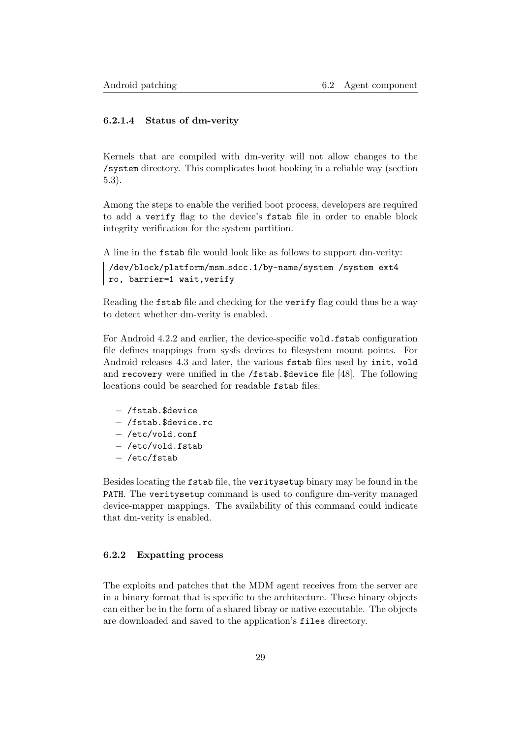#### 6.2.1.4 Status of dm-verity

Kernels that are compiled with dm-verity will not allow changes to the `/system` directory. This complicates boot hooking in a reliable way (section 5.3).

Among the steps to enable the verified boot process, developers are required to add a `verify` flag to the device's `fstab` file in order to enable block integrity verification for the system partition.

A line in the `fstab` file would look like as follows to support dm-verity:

```
/dev/block/platform/msm_sdcc.1/by-name/system /system ext4
ro, barrier=1 wait,verify
```

Reading the `fstab` file and checking for the `verify` flag could thus be a way to detect whether dm-verity is enabled.

For Android 4.2.2 and earlier, the device-specific `vold.fstab` configuration file defines mappings from sysfs devices to filesystem mount points. For Android releases 4.3 and later, the various `fstab` files used by `init`, `vold` and `recovery` were unified in the `/fstab.$device` file [48]. The following locations could be searched for readable `fstab` files:

- `/fstab.$device`
- `/fstab.$device.rc`
- `/etc/vold.conf`
- `/etc/vold.fstab`
- `/etc/fstab`

Besides locating the `fstab` file, the `veritysetup` binary may be found in the `PATH`. The `veritysetup` command is used to configure dm-verity managed device-mapper mappings. The availability of this command could indicate that dm-verity is enabled.

### 6.2.2 Expatting process

The exploits and patches that the MDM agent receives from the server are in a binary format that is specific to the architecture. These binary objects can either be in the form of a shared libray or native executable. The objects are downloaded and saved to the application's `files` directory.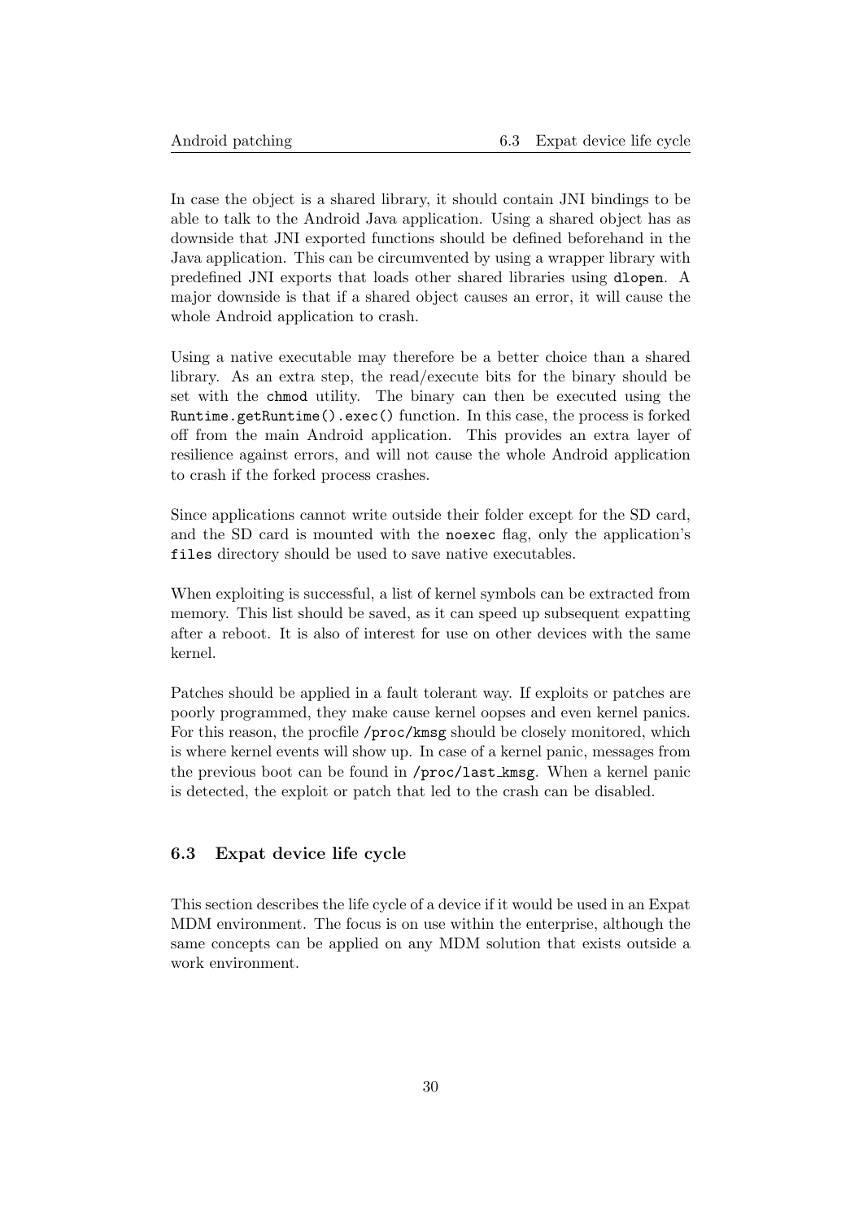In case the object is a shared library, it should contain JNI bindings to be able to talk to the Android Java application. Using a shared object has as downside that JNI exported functions should be defined beforehand in the Java application. This can be circumvented by using a wrapper library with predefined JNI exports that loads other shared libraries using `dlopen`. A major downside is that if a shared object causes an error, it will cause the whole Android application to crash.

Using a native executable may therefore be a better choice than a shared library. As an extra step, the read/execute bits for the binary should be set with the `chmod` utility. The binary can then be executed using the `Runtime.getRuntime().exec()` function. In this case, the process is forked off from the main Android application. This provides an extra layer of resilience against errors, and will not cause the whole Android application to crash if the forked process crashes.

Since applications cannot write outside their folder except for the SD card, and the SD card is mounted with the `noexec` flag, only the application's `files` directory should be used to save native executables.

When exploiting is successful, a list of kernel symbols can be extracted from memory. This list should be saved, as it can speed up subsequent expatting after a reboot. It is also of interest for use on other devices with the same kernel.

Patches should be applied in a fault tolerant way. If exploits or patches are poorly programmed, they make cause kernel oopses and even kernel panics. For this reason, the procfile `/proc/kmsg` should be closely monitored, which is where kernel events will show up. In case of a kernel panic, messages from the previous boot can be found in `/proc/last_kmsg`. When a kernel panic is detected, the exploit or patch that led to the crash can be disabled.

### 6.3 Expat device life cycle

This section describes the life cycle of a device if it would be used in an Expat MDM environment. The focus is on use within the enterprise, although the same concepts can be applied on any MDM solution that exists outside a work environment.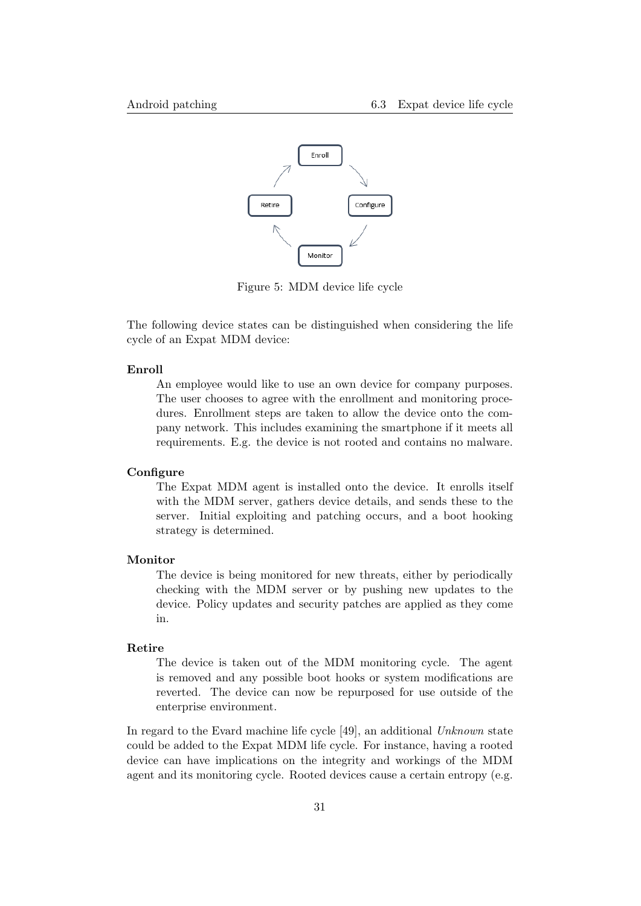Figure 5: MDM device life cycle

The following device states can be distinguished when considering the life cycle of an Expat MDM device:

**Enroll**

An employee would like to use an own device for company purposes. The user chooses to agree with the enrollment and monitoring procedures. Enrollment steps are taken to allow the device onto the company network. This includes examining the smartphone if it meets all requirements. E.g. the device is not rooted and contains no malware.

**Configure**

The Expat MDM agent is installed onto the device. It enrolls itself with the MDM server, gathers device details, and sends these to the server. Initial exploiting and patching occurs, and a boot hooking strategy is determined.

**Monitor**

The device is being monitored for new threats, either by periodically checking with the MDM server or by pushing new updates to the device. Policy updates and security patches are applied as they come in.

**Retire**

The device is taken out of the MDM monitoring cycle. The agent is removed and any possible boot hooks or system modifications are reverted. The device can now be repurposed for use outside of the enterprise environment.

In regard to the Evard machine life cycle [49], an additional *Unknown* state could be added to the Expat MDM life cycle. For instance, having a rooted device can have implications on the integrity and workings of the MDM agent and its monitoring cycle. Rooted devices cause a certain entropy (e.g.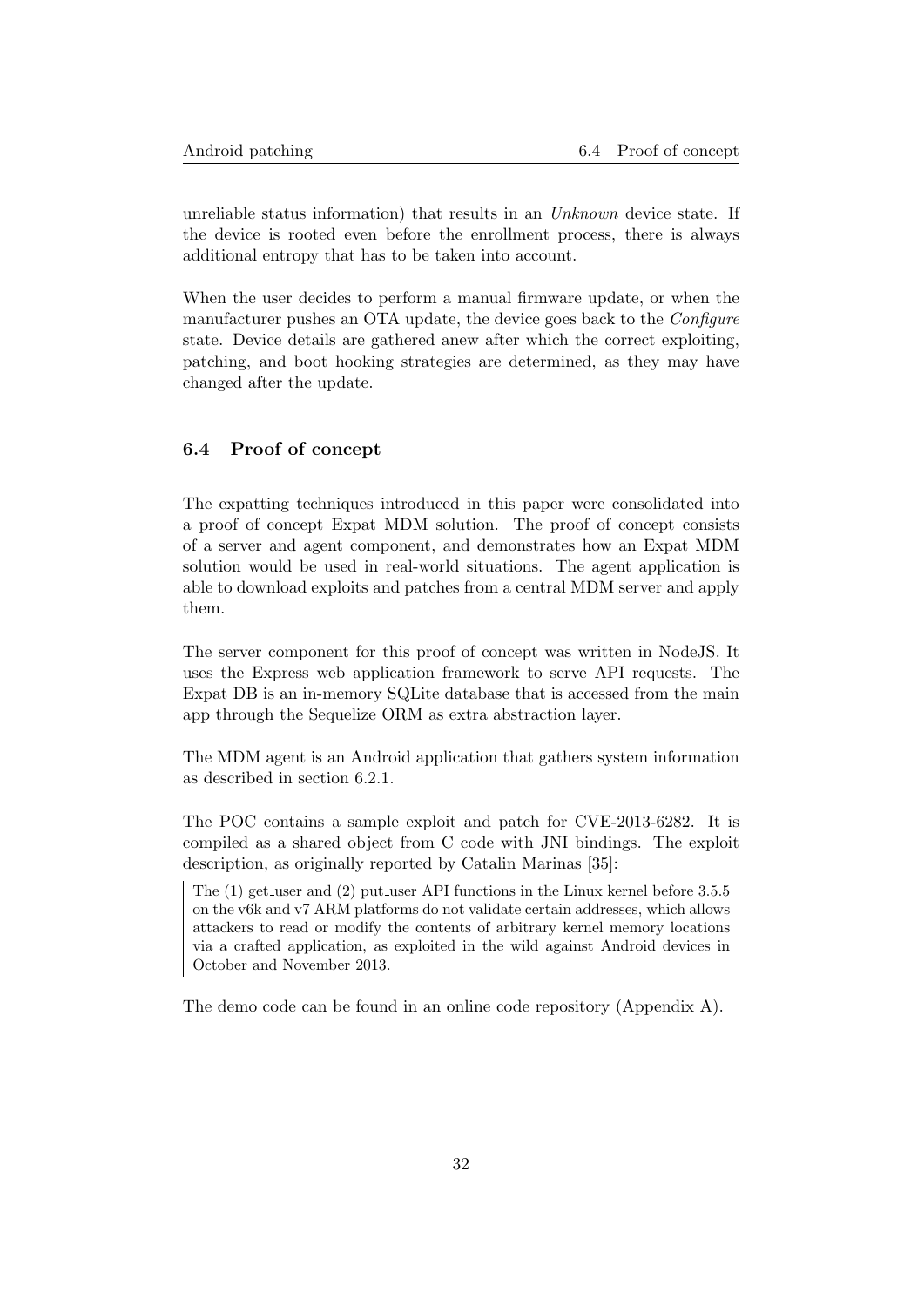unreliable status information) that results in an *Unknown* device state. If the device is rooted even before the enrollment process, there is always additional entropy that has to be taken into account.

When the user decides to perform a manual firmware update, or when the manufacturer pushes an OTA update, the device goes back to the *Configure* state. Device details are gathered anew after which the correct exploiting, patching, and boot hooking strategies are determined, as they may have changed after the update.

### 6.4 Proof of concept

The expatting techniques introduced in this paper were consolidated into a proof of concept Expat MDM solution. The proof of concept consists of a server and agent component, and demonstrates how an Expat MDM solution would be used in real-world situations. The agent application is able to download exploits and patches from a central MDM server and apply them.

The server component for this proof of concept was written in NodeJS. It uses the Express web application framework to serve API requests. The Expat DB is an in-memory SQLite database that is accessed from the main app through the Sequelize ORM as extra abstraction layer.

The MDM agent is an Android application that gathers system information as described in section 6.2.1.

The POC contains a sample exploit and patch for CVE-2013-6282. It is compiled as a shared object from C code with JNI bindings. The exploit description, as originally reported by Catalin Marinas [35]:

> The (1) get_user and (2) put_user API functions in the Linux kernel before 3.5.5 on the v6k and v7 ARM platforms do not validate certain addresses, which allows attackers to read or modify the contents of arbitrary kernel memory locations via a crafted application, as exploited in the wild against Android devices in October and November 2013.

The demo code can be found in an online code repository (Appendix A).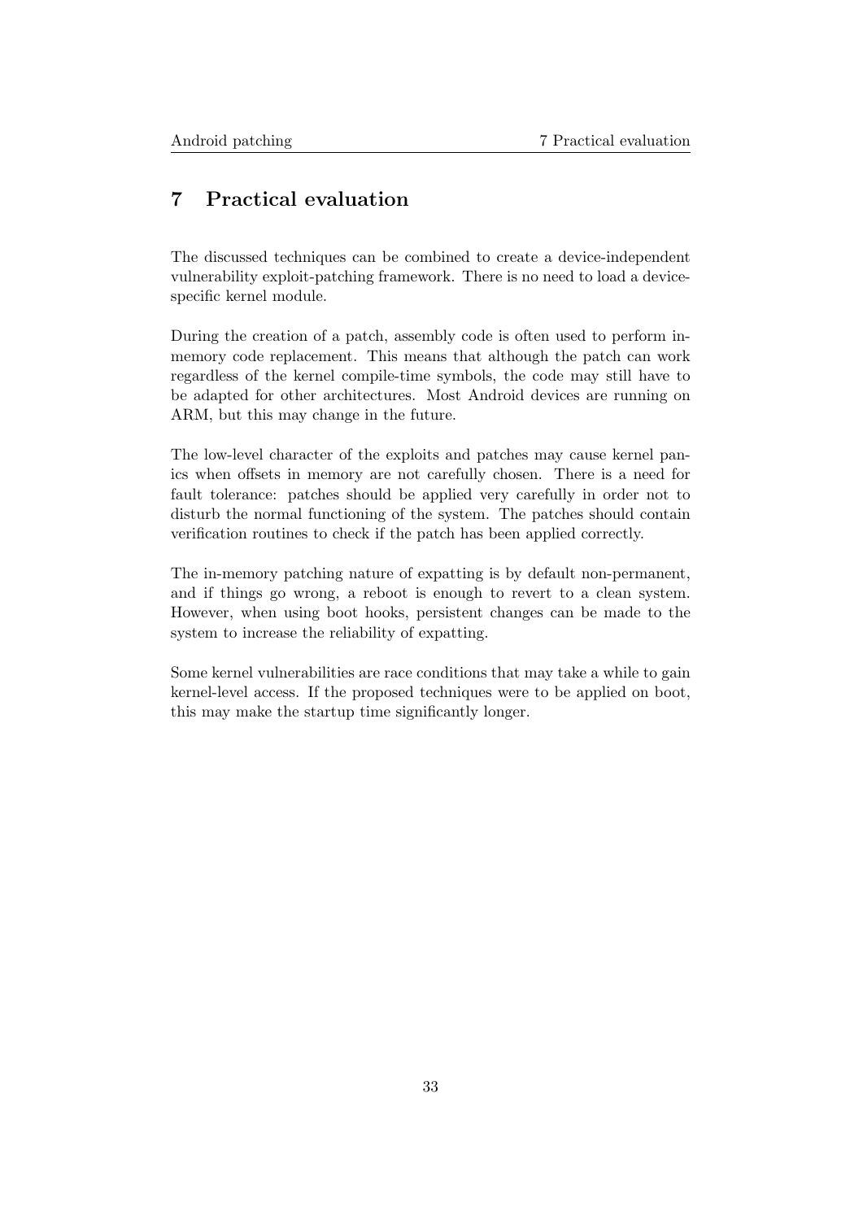# 7 Practical evaluation

The discussed techniques can be combined to create a device-independent vulnerability exploit-patching framework. There is no need to load a device-specific kernel module.

During the creation of a patch, assembly code is often used to perform in-memory code replacement. This means that although the patch can work regardless of the kernel compile-time symbols, the code may still have to be adapted for other architectures. Most Android devices are running on ARM, but this may change in the future.

The low-level character of the exploits and patches may cause kernel panics when offsets in memory are not carefully chosen. There is a need for fault tolerance: patches should be applied very carefully in order not to disturb the normal functioning of the system. The patches should contain verification routines to check if the patch has been applied correctly.

The in-memory patching nature of expatting is by default non-permanent, and if things go wrong, a reboot is enough to revert to a clean system. However, when using boot hooks, persistent changes can be made to the system to increase the reliability of expatting.

Some kernel vulnerabilities are race conditions that may take a while to gain kernel-level access. If the proposed techniques were to be applied on boot, this may make the startup time significantly longer.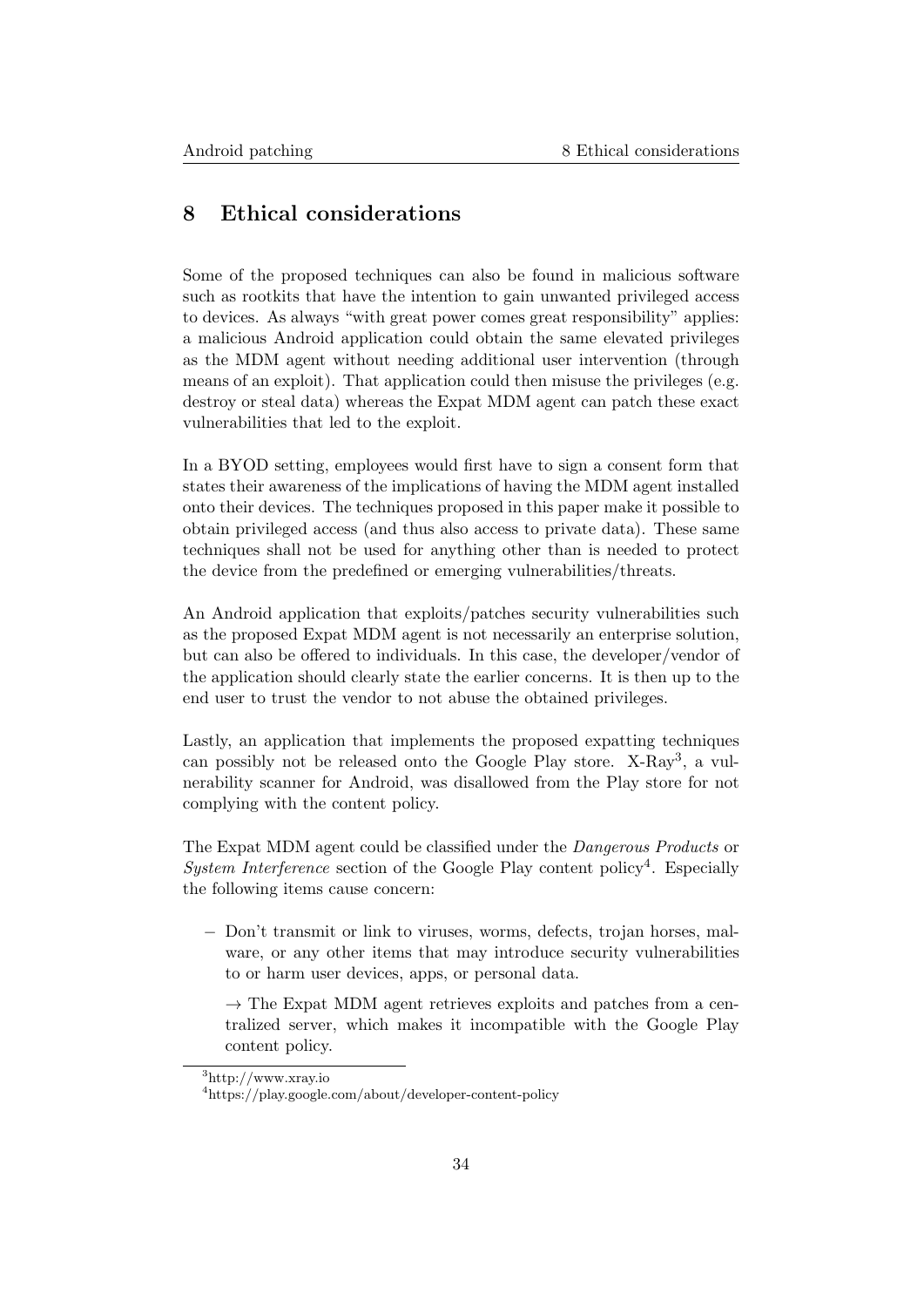# 8 Ethical considerations

Some of the proposed techniques can also be found in malicious software such as rootkits that have the intention to gain unwanted privileged access to devices. As always "with great power comes great responsibility" applies: a malicious Android application could obtain the same elevated privileges as the MDM agent without needing additional user intervention (through means of an exploit). That application could then misuse the privileges (e.g. destroy or steal data) whereas the Expat MDM agent can patch these exact vulnerabilities that led to the exploit.

In a BYOD setting, employees would first have to sign a consent form that states their awareness of the implications of having the MDM agent installed onto their devices. The techniques proposed in this paper make it possible to obtain privileged access (and thus also access to private data). These same techniques shall not be used for anything other than is needed to protect the device from the predefined or emerging vulnerabilities/threats.

An Android application that exploits/patches security vulnerabilities such as the proposed Expat MDM agent is not necessarily an enterprise solution, but can also be offered to individuals. In this case, the developer/vendor of the application should clearly state the earlier concerns. It is then up to the end user to trust the vendor to not abuse the obtained privileges.

Lastly, an application that implements the proposed expatting techniques can possibly not be released onto the Google Play store. X-Ray[3], a vulnerability scanner for Android, was disallowed from the Play store for not complying with the content policy.

The Expat MDM agent could be classified under the *Dangerous Products* or *System Interference* section of the Google Play content policy[4]. Especially the following items cause concern:

- Don't transmit or link to viruses, worms, defects, trojan horses, malware, or any other items that may introduce security vulnerabilities to or harm user devices, apps, or personal data.

  → The Expat MDM agent retrieves exploits and patches from a centralized server, which makes it incompatible with the Google Play content policy.

[3] http://www.xray.io

[4] https://play.google.com/about/developer-content-policy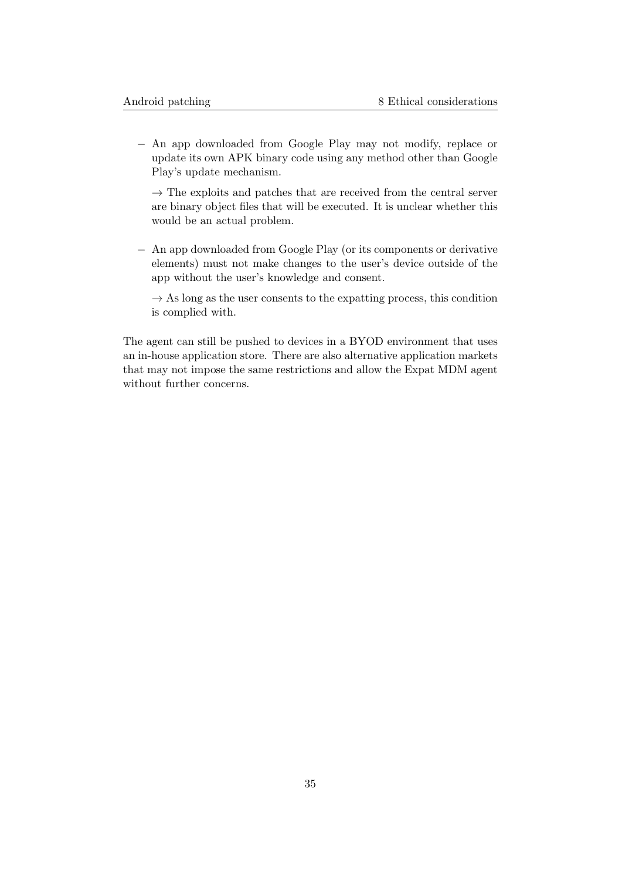- An app downloaded from Google Play may not modify, replace or update its own APK binary code using any method other than Google Play's update mechanism.

  → The exploits and patches that are received from the central server are binary object files that will be executed. It is unclear whether this would be an actual problem.

- An app downloaded from Google Play (or its components or derivative elements) must not make changes to the user's device outside of the app without the user's knowledge and consent.

  → As long as the user consents to the expatting process, this condition is complied with.

The agent can still be pushed to devices in a BYOD environment that uses an in-house application store. There are also alternative application markets that may not impose the same restrictions and allow the Expat MDM agent without further concerns.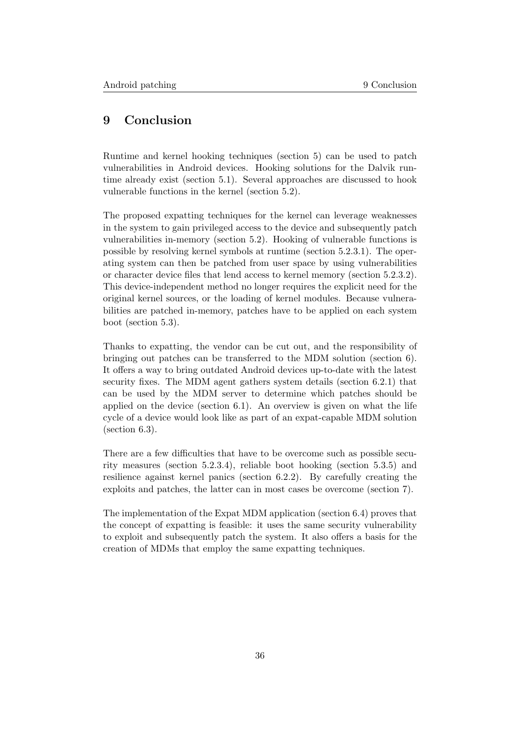# 9 Conclusion

Runtime and kernel hooking techniques (section 5) can be used to patch vulnerabilities in Android devices. Hooking solutions for the Dalvik runtime already exist (section 5.1). Several approaches are discussed to hook vulnerable functions in the kernel (section 5.2).

The proposed expatting techniques for the kernel can leverage weaknesses in the system to gain privileged access to the device and subsequently patch vulnerabilities in-memory (section 5.2). Hooking of vulnerable functions is possible by resolving kernel symbols at runtime (section 5.2.3.1). The operating system can then be patched from user space by using vulnerabilities or character device files that lend access to kernel memory (section 5.2.3.2). This device-independent method no longer requires the explicit need for the original kernel sources, or the loading of kernel modules. Because vulnerabilities are patched in-memory, patches have to be applied on each system boot (section 5.3).

Thanks to expatting, the vendor can be cut out, and the responsibility of bringing out patches can be transferred to the MDM solution (section 6). It offers a way to bring outdated Android devices up-to-date with the latest security fixes. The MDM agent gathers system details (section 6.2.1) that can be used by the MDM server to determine which patches should be applied on the device (section 6.1). An overview is given on what the life cycle of a device would look like as part of an expat-capable MDM solution (section 6.3).

There are a few difficulties that have to be overcome such as possible security measures (section 5.2.3.4), reliable boot hooking (section 5.3.5) and resilience against kernel panics (section 6.2.2). By carefully creating the exploits and patches, the latter can in most cases be overcome (section 7).

The implementation of the Expat MDM application (section 6.4) proves that the concept of expatting is feasible: it uses the same security vulnerability to exploit and subsequently patch the system. It also offers a basis for the creation of MDMs that employ the same expatting techniques.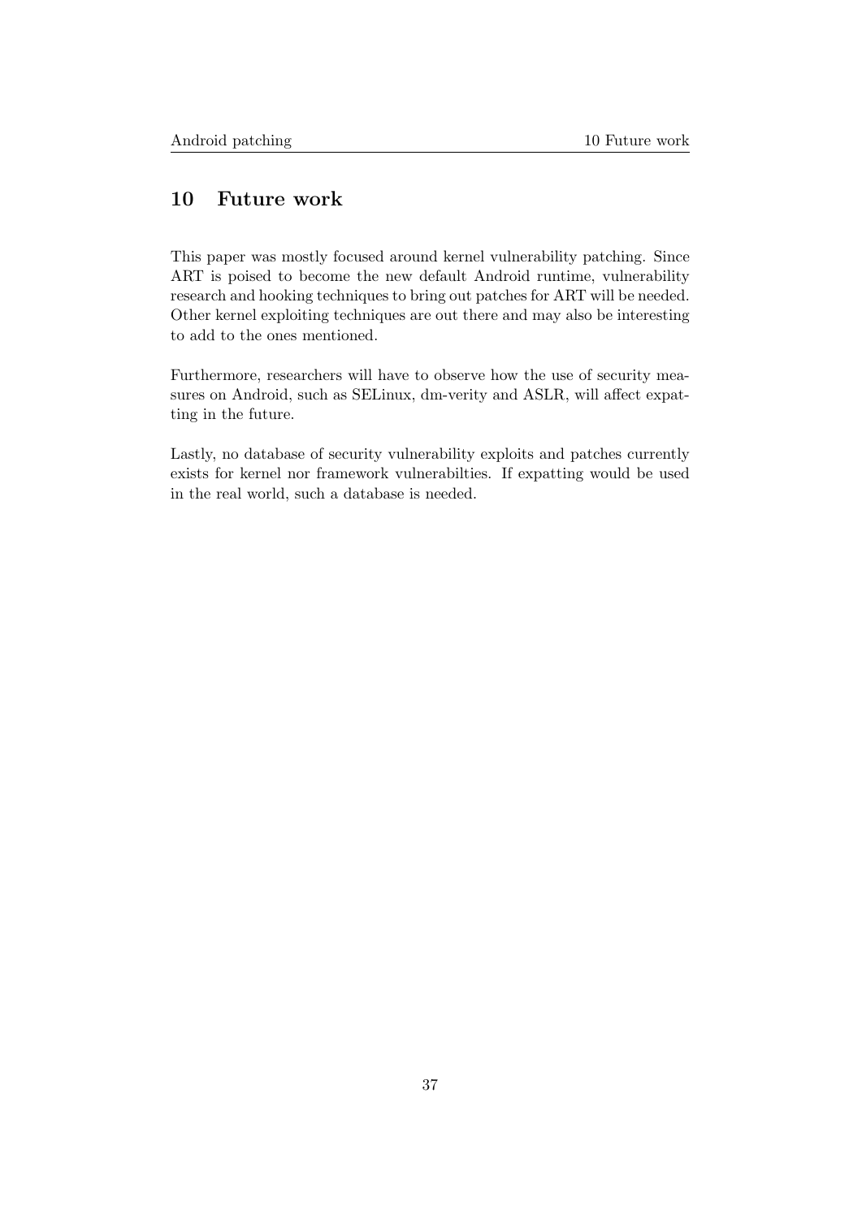# 10 Future work

This paper was mostly focused around kernel vulnerability patching. Since ART is poised to become the new default Android runtime, vulnerability research and hooking techniques to bring out patches for ART will be needed. Other kernel exploiting techniques are out there and may also be interesting to add to the ones mentioned.

Furthermore, researchers will have to observe how the use of security measures on Android, such as SELinux, dm-verity and ASLR, will affect expatting in the future.

Lastly, no database of security vulnerability exploits and patches currently exists for kernel nor framework vulnerabilties. If expatting would be used in the real world, such a database is needed.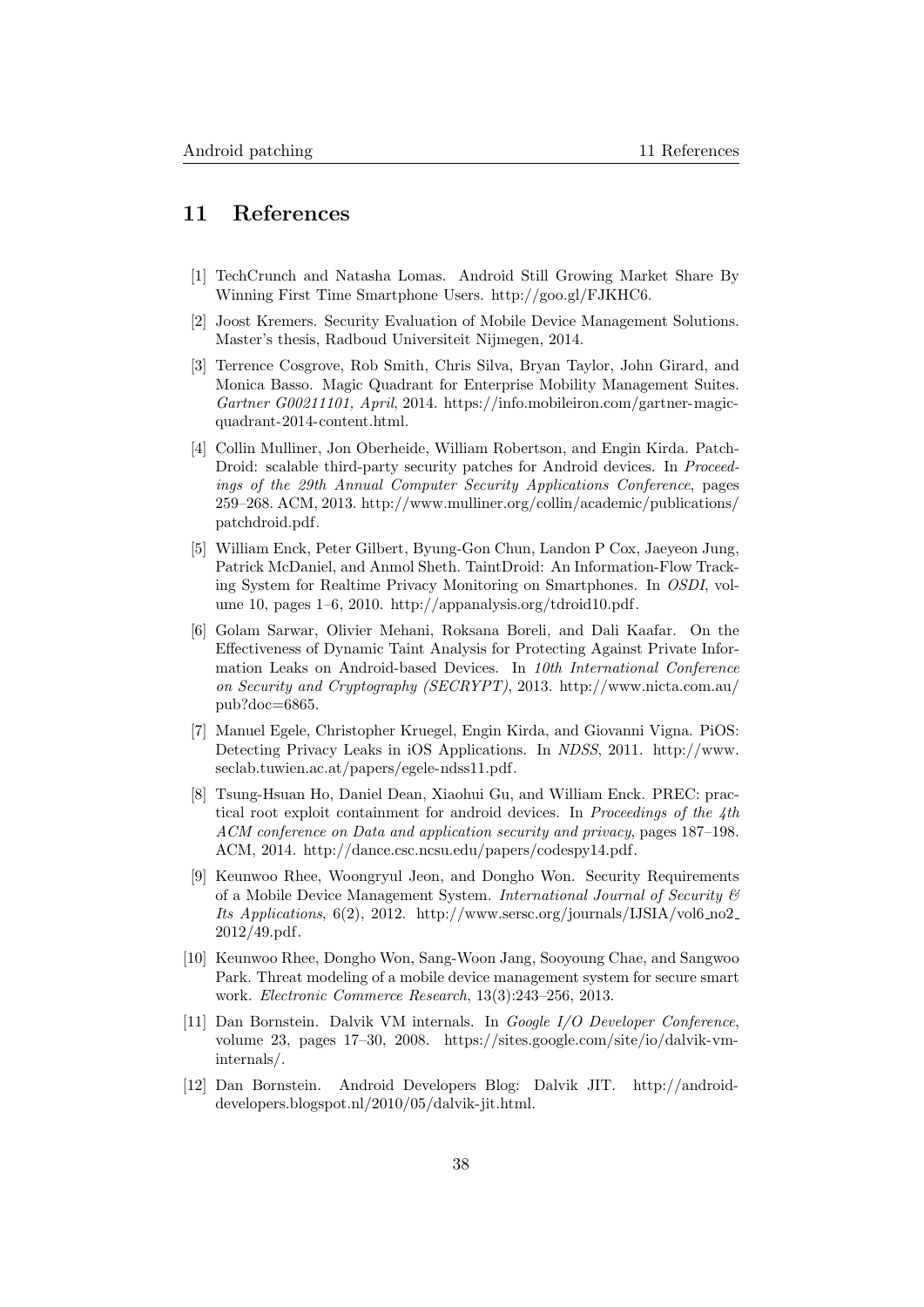# 11 References

[1] TechCrunch and Natasha Lomas. Android Still Growing Market Share By Winning First Time Smartphone Users. http://goo.gl/FJKHC6.

[2] Joost Kremers. Security Evaluation of Mobile Device Management Solutions. Master's thesis, Radboud Universiteit Nijmegen, 2014.

[3] Terrence Cosgrove, Rob Smith, Chris Silva, Bryan Taylor, John Girard, and Monica Basso. Magic Quadrant for Enterprise Mobility Management Suites. *Gartner G00211101, April*, 2014. https://info.mobileiron.com/gartner-magic-quadrant-2014-content.html.

[4] Collin Mulliner, Jon Oberheide, William Robertson, and Engin Kirda. PatchDroid: scalable third-party security patches for Android devices. In *Proceedings of the 29th Annual Computer Security Applications Conference*, pages 259–268. ACM, 2013. http://www.mulliner.org/collin/academic/publications/patchdroid.pdf.

[5] William Enck, Peter Gilbert, Byung-Gon Chun, Landon P Cox, Jaeyeon Jung, Patrick McDaniel, and Anmol Sheth. TaintDroid: An Information-Flow Tracking System for Realtime Privacy Monitoring on Smartphones. In *OSDI*, volume 10, pages 1–6, 2010. http://appanalysis.org/tdroid10.pdf.

[6] Golam Sarwar, Olivier Mehani, Roksana Boreli, and Dali Kaafar. On the Effectiveness of Dynamic Taint Analysis for Protecting Against Private Information Leaks on Android-based Devices. In *10th International Conference on Security and Cryptography (SECRYPT)*, 2013. http://www.nicta.com.au/pub?doc=6865.

[7] Manuel Egele, Christopher Kruegel, Engin Kirda, and Giovanni Vigna. PiOS: Detecting Privacy Leaks in iOS Applications. In *NDSS*, 2011. http://www.seclab.tuwien.ac.at/papers/egele-ndss11.pdf.

[8] Tsung-Hsuan Ho, Daniel Dean, Xiaohui Gu, and William Enck. PREC: practical root exploit containment for android devices. In *Proceedings of the 4th ACM conference on Data and application security and privacy*, pages 187–198. ACM, 2014. http://dance.csc.ncsu.edu/papers/codespy14.pdf.

[9] Keunwoo Rhee, Woongryul Jeon, and Dongho Won. Security Requirements of a Mobile Device Management System. *International Journal of Security & Its Applications*, 6(2), 2012. http://www.sersc.org/journals/IJSIA/vol6_no2_2012/49.pdf.

[10] Keunwoo Rhee, Dongho Won, Sang-Woon Jang, Sooyoung Chae, and Sangwoo Park. Threat modeling of a mobile device management system for secure smart work. *Electronic Commerce Research*, 13(3):243–256, 2013.

[11] Dan Bornstein. Dalvik VM internals. In *Google I/O Developer Conference*, volume 23, pages 17–30, 2008. https://sites.google.com/site/io/dalvik-vm-internals/.

[12] Dan Bornstein. Android Developers Blog: Dalvik JIT. http://android-developers.blogspot.nl/2010/05/dalvik-jit.html.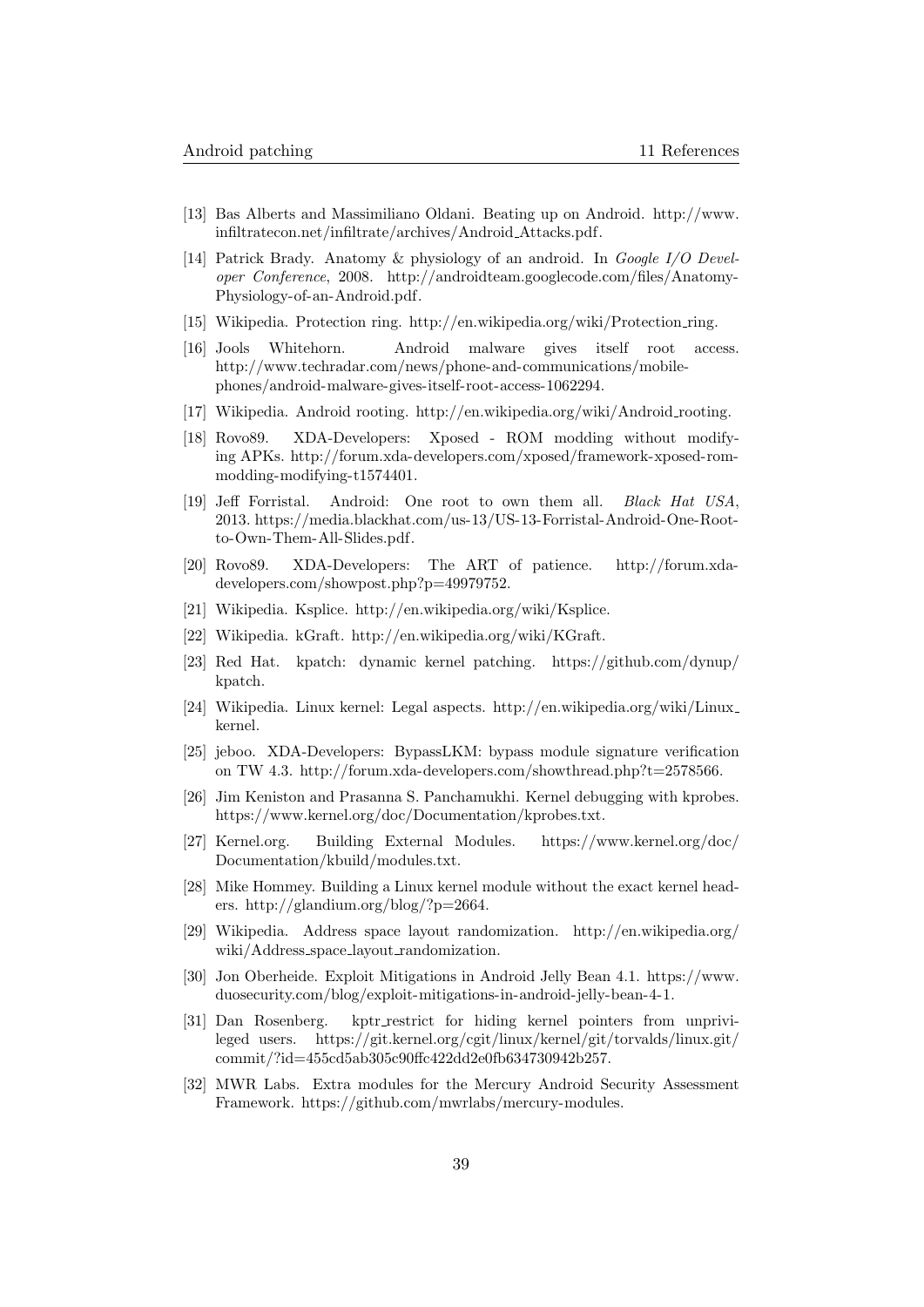[13] Bas Alberts and Massimiliano Oldani. Beating up on Android. http://www.infiltratecon.net/infiltrate/archives/Android_Attacks.pdf.

[14] Patrick Brady. Anatomy & physiology of an android. In *Google I/O Developer Conference*, 2008. http://androidteam.googlecode.com/files/Anatomy-Physiology-of-an-Android.pdf.

[15] Wikipedia. Protection ring. http://en.wikipedia.org/wiki/Protection_ring.

[16] Jools Whitehorn. Android malware gives itself root access. http://www.techradar.com/news/phone-and-communications/mobile-phones/android-malware-gives-itself-root-access-1062294.

[17] Wikipedia. Android rooting. http://en.wikipedia.org/wiki/Android_rooting.

[18] Rovo89. XDA-Developers: Xposed - ROM modding without modifying APKs. http://forum.xda-developers.com/xposed/framework-xposed-rom-modding-modifying-t1574401.

[19] Jeff Forristal. Android: One root to own them all. *Black Hat USA*, 2013. https://media.blackhat.com/us-13/US-13-Forristal-Android-One-Root-to-Own-Them-All-Slides.pdf.

[20] Rovo89. XDA-Developers: The ART of patience. http://forum.xda-developers.com/showpost.php?p=49979752.

[21] Wikipedia. Ksplice. http://en.wikipedia.org/wiki/Ksplice.

[22] Wikipedia. kGraft. http://en.wikipedia.org/wiki/KGraft.

[23] Red Hat. kpatch: dynamic kernel patching. https://github.com/dynup/kpatch.

[24] Wikipedia. Linux kernel: Legal aspects. http://en.wikipedia.org/wiki/Linux_kernel.

[25] jeboo. XDA-Developers: BypassLKM: bypass module signature verification on TW 4.3. http://forum.xda-developers.com/showthread.php?t=2578566.

[26] Jim Keniston and Prasanna S. Panchamukhi. Kernel debugging with kprobes. https://www.kernel.org/doc/Documentation/kprobes.txt.

[27] Kernel.org. Building External Modules. https://www.kernel.org/doc/Documentation/kbuild/modules.txt.

[28] Mike Hommey. Building a Linux kernel module without the exact kernel headers. http://glandium.org/blog/?p=2664.

[29] Wikipedia. Address space layout randomization. http://en.wikipedia.org/wiki/Address_space_layout_randomization.

[30] Jon Oberheide. Exploit Mitigations in Android Jelly Bean 4.1. https://www.duosecurity.com/blog/exploit-mitigations-in-android-jelly-bean-4-1.

[31] Dan Rosenberg. kptr_restrict for hiding kernel pointers from unprivileged users. https://git.kernel.org/cgit/linux/kernel/git/torvalds/linux.git/commit/?id=455cd5ab305c90ffc422dd2e0fb634730942b257.

[32] MWR Labs. Extra modules for the Mercury Android Security Assessment Framework. https://github.com/mwrlabs/mercury-modules.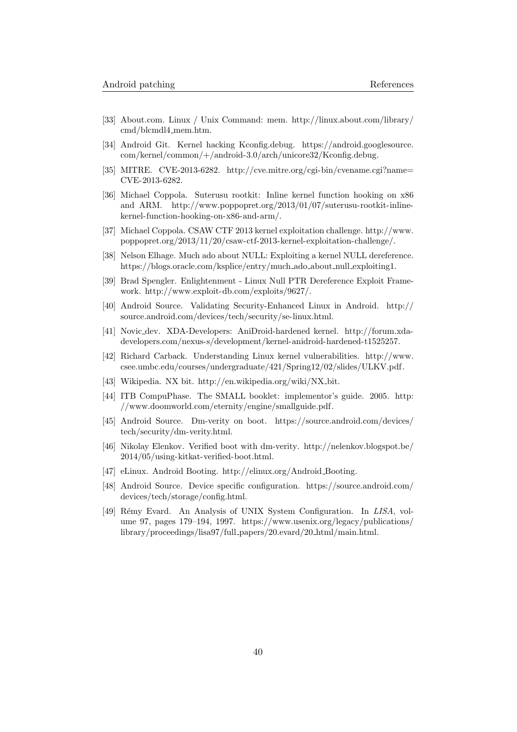[33] About.com. Linux / Unix Command: mem. http://linux.about.com/library/cmd/blcmdl4_mem.htm.

[34] Android Git. Kernel hacking Kconfig.debug. https://android.googlesource.com/kernel/common/+/android-3.0/arch/unicore32/Kconfig.debug.

[35] MITRE. CVE-2013-6282. http://cve.mitre.org/cgi-bin/cvename.cgi?name=CVE-2013-6282.

[36] Michael Coppola. Suterusu rootkit: Inline kernel function hooking on x86 and ARM. http://www.poppopret.org/2013/01/07/suterusu-rootkit-inline-kernel-function-hooking-on-x86-and-arm/.

[37] Michael Coppola. CSAW CTF 2013 kernel exploitation challenge. http://www.poppopret.org/2013/11/20/csaw-ctf-2013-kernel-exploitation-challenge/.

[38] Nelson Elhage. Much ado about NULL: Exploiting a kernel NULL dereference. https://blogs.oracle.com/ksplice/entry/much_ado_about_null_exploiting1.

[39] Brad Spengler. Enlightenment - Linux Null PTR Dereference Exploit Framework. http://www.exploit-db.com/exploits/9627/.

[40] Android Source. Validating Security-Enhanced Linux in Android. http://source.android.com/devices/tech/security/se-linux.html.

[41] Novic_dev. XDA-Developers: AniDroid-hardened kernel. http://forum.xda-developers.com/nexus-s/development/kernel-anidroid-hardened-t1525257.

[42] Richard Carback. Understanding Linux kernel vulnerabilities. http://www.csee.umbc.edu/courses/undergraduate/421/Spring12/02/slides/ULKV.pdf.

[43] Wikipedia. NX bit. http://en.wikipedia.org/wiki/NX_bit.

[44] ITB CompuPhase. The SMALL booklet: implementor's guide. 2005. http://www.doomworld.com/eternity/engine/smallguide.pdf.

[45] Android Source. Dm-verity on boot. https://source.android.com/devices/tech/security/dm-verity.html.

[46] Nikolay Elenkov. Verified boot with dm-verity. http://nelenkov.blogspot.be/2014/05/using-kitkat-verified-boot.html.

[47] eLinux. Android Booting. http://elinux.org/Android_Booting.

[48] Android Source. Device specific configuration. https://source.android.com/devices/tech/storage/config.html.

[49] Rémy Evard. An Analysis of UNIX System Configuration. In *LISA*, volume 97, pages 179–194, 1997. https://www.usenix.org/legacy/publications/library/proceedings/lisa97/full_papers/20.evard/20_html/main.html.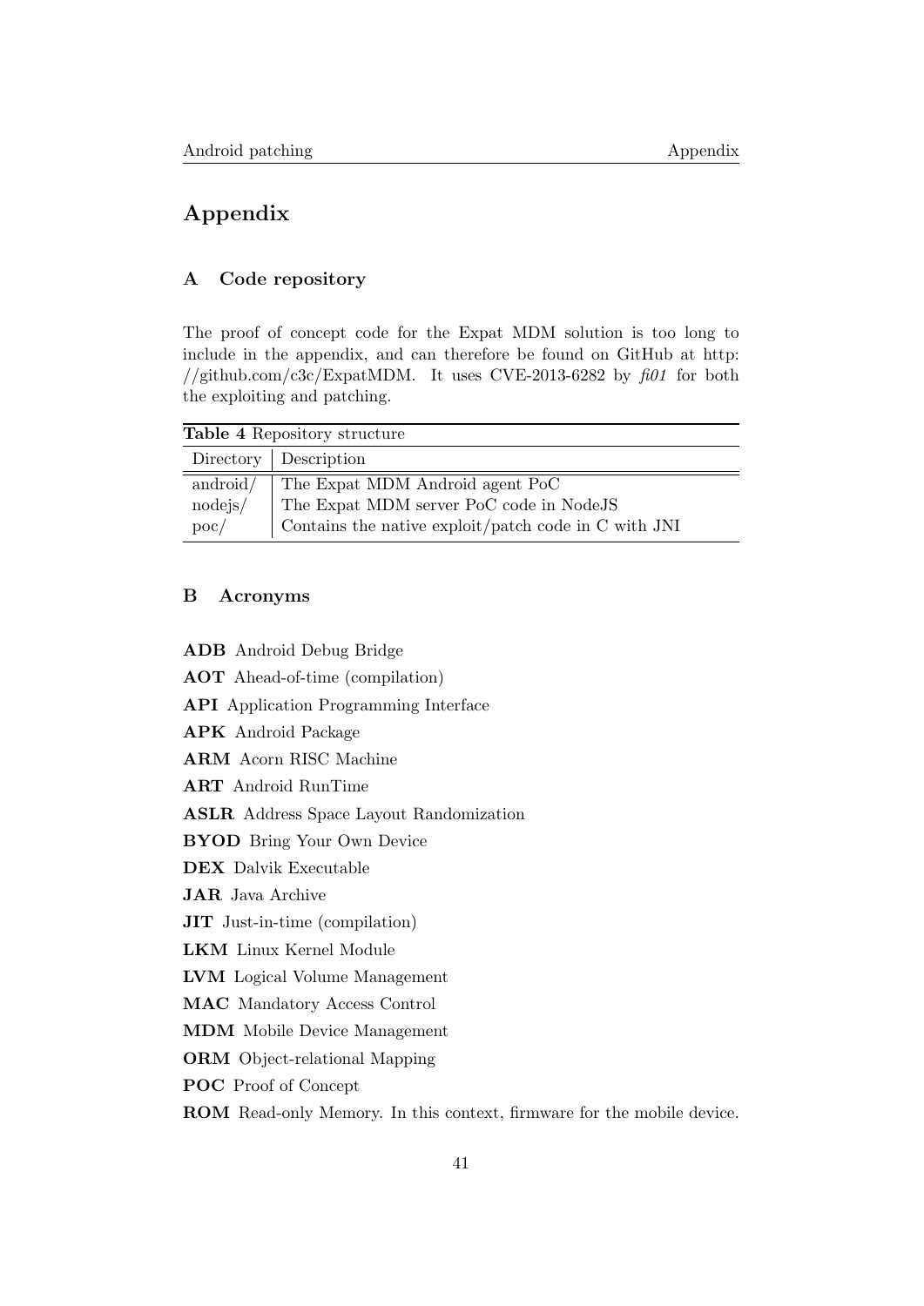# Appendix

## A Code repository

The proof of concept code for the Expat MDM solution is too long to include in the appendix, and can therefore be found on GitHub at http://github.com/c3c/ExpatMDM. It uses CVE-2013-6282 by *fi01* for both the exploiting and patching.

**Table 4** Repository structure

| Directory | Description |
|---|---|
| android/ | The Expat MDM Android agent PoC |
| nodejs/ | The Expat MDM server PoC code in NodeJS |
| poc/ | Contains the native exploit/patch code in C with JNI |

## B Acronyms

**ADB** Android Debug Bridge

**AOT** Ahead-of-time (compilation)

**API** Application Programming Interface

**APK** Android Package

**ARM** Acorn RISC Machine

**ART** Android RunTime

**ASLR** Address Space Layout Randomization

**BYOD** Bring Your Own Device

**DEX** Dalvik Executable

**JAR** Java Archive

**JIT** Just-in-time (compilation)

**LKM** Linux Kernel Module

**LVM** Logical Volume Management

**MAC** Mandatory Access Control

**MDM** Mobile Device Management

**ORM** Object-relational Mapping

**POC** Proof of Concept

**ROM** Read-only Memory. In this context, firmware for the mobile device.